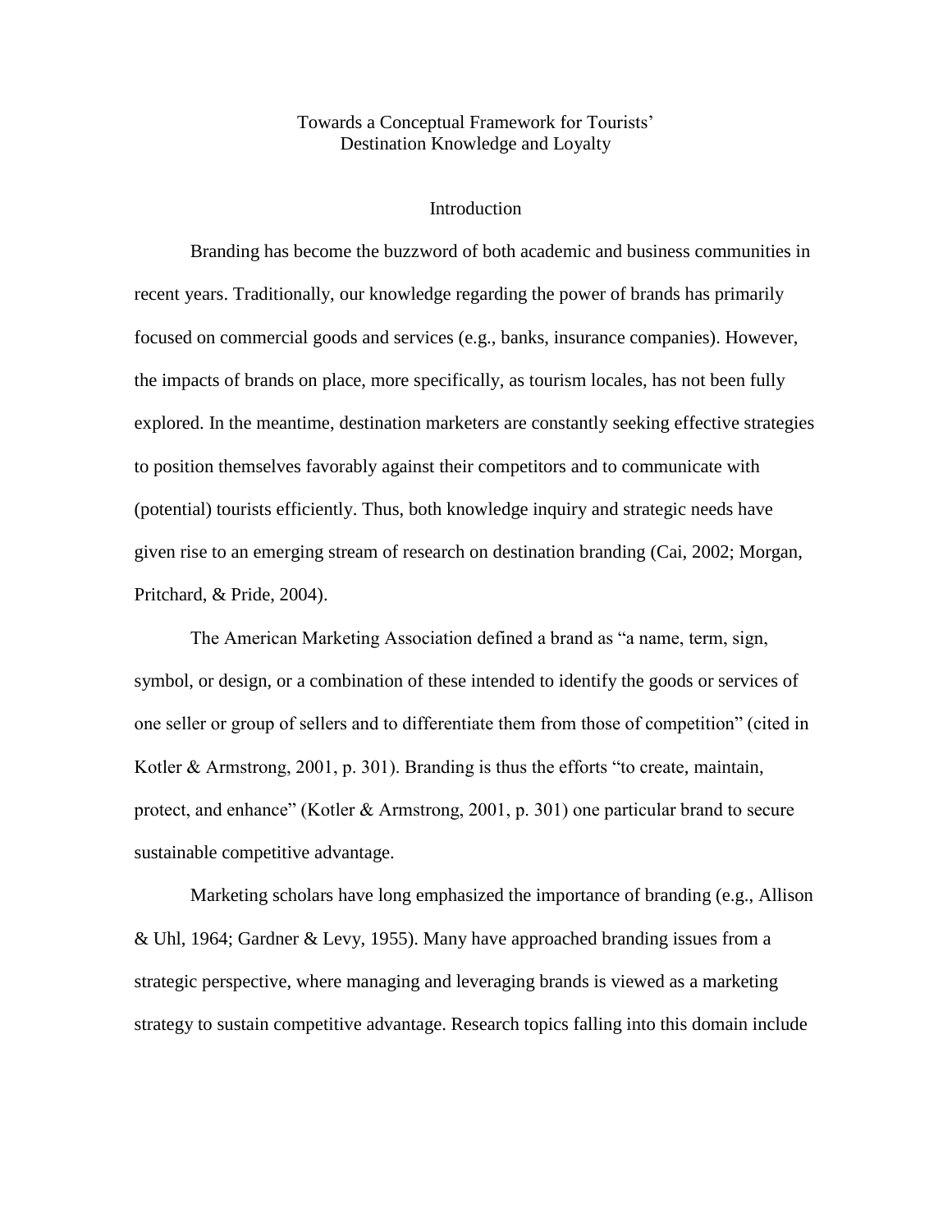# Towards a Conceptual Framework for Tourists' Destination Knowledge and Loyalty

## Introduction

Branding has become the buzzword of both academic and business communities in recent years. Traditionally, our knowledge regarding the power of brands has primarily focused on commercial goods and services (e.g., banks, insurance companies). However, the impacts of brands on place, more specifically, as tourism locales, has not been fully explored. In the meantime, destination marketers are constantly seeking effective strategies to position themselves favorably against their competitors and to communicate with (potential) tourists efficiently. Thus, both knowledge inquiry and strategic needs have given rise to an emerging stream of research on destination branding (Cai, 2002; Morgan, Pritchard, & Pride, 2004).

The American Marketing Association defined a brand as "a name, term, sign, symbol, or design, or a combination of these intended to identify the goods or services of one seller or group of sellers and to differentiate them from those of competition" (cited in Kotler & Armstrong, 2001, p. 301). Branding is thus the efforts "to create, maintain, protect, and enhance" (Kotler & Armstrong, 2001, p. 301) one particular brand to secure sustainable competitive advantage.

Marketing scholars have long emphasized the importance of branding (e.g., Allison & Uhl, 1964; Gardner & Levy, 1955). Many have approached branding issues from a strategic perspective, where managing and leveraging brands is viewed as a marketing strategy to sustain competitive advantage. Research topics falling into this domain include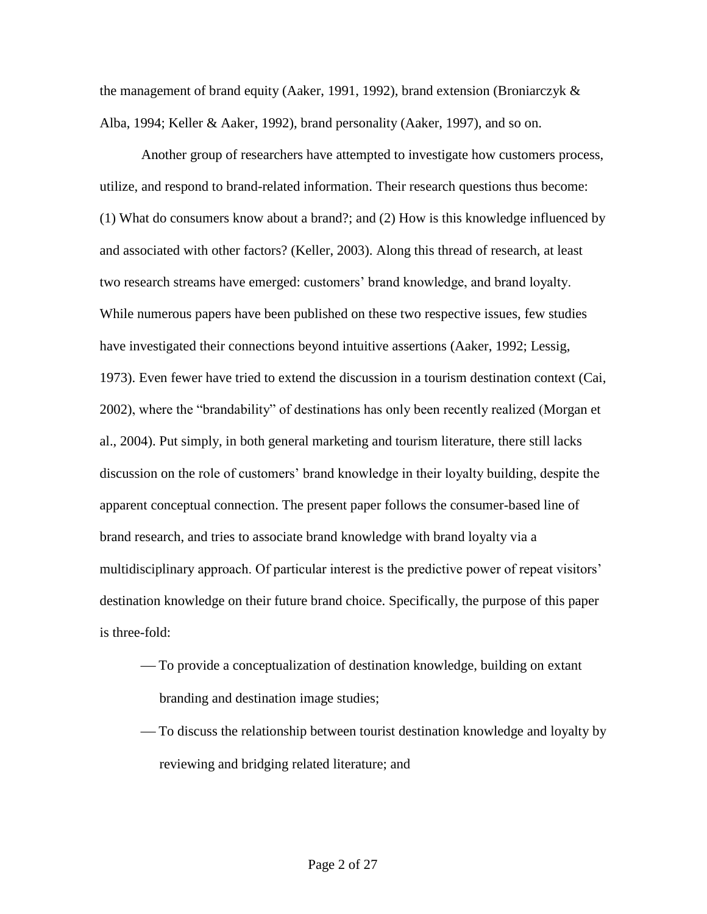the management of brand equity (Aaker, 1991, 1992), brand extension (Broniarczyk & Alba, 1994; Keller & Aaker, 1992), brand personality (Aaker, 1997), and so on.

Another group of researchers have attempted to investigate how customers process, utilize, and respond to brand-related information. Their research questions thus become: (1) What do consumers know about a brand?; and (2) How is this knowledge influenced by and associated with other factors? (Keller, 2003). Along this thread of research, at least two research streams have emerged: customers' brand knowledge, and brand loyalty. While numerous papers have been published on these two respective issues, few studies have investigated their connections beyond intuitive assertions (Aaker, 1992; Lessig, 1973). Even fewer have tried to extend the discussion in a tourism destination context (Cai, 2002), where the "brandability" of destinations has only been recently realized (Morgan et al., 2004). Put simply, in both general marketing and tourism literature, there still lacks discussion on the role of customers' brand knowledge in their loyalty building, despite the apparent conceptual connection. The present paper follows the consumer-based line of brand research, and tries to associate brand knowledge with brand loyalty via a multidisciplinary approach. Of particular interest is the predictive power of repeat visitors' destination knowledge on their future brand choice. Specifically, the purpose of this paper is three-fold:

- To provide a conceptualization of destination knowledge, building on extant branding and destination image studies;
- To discuss the relationship between tourist destination knowledge and loyalty by reviewing and bridging related literature; and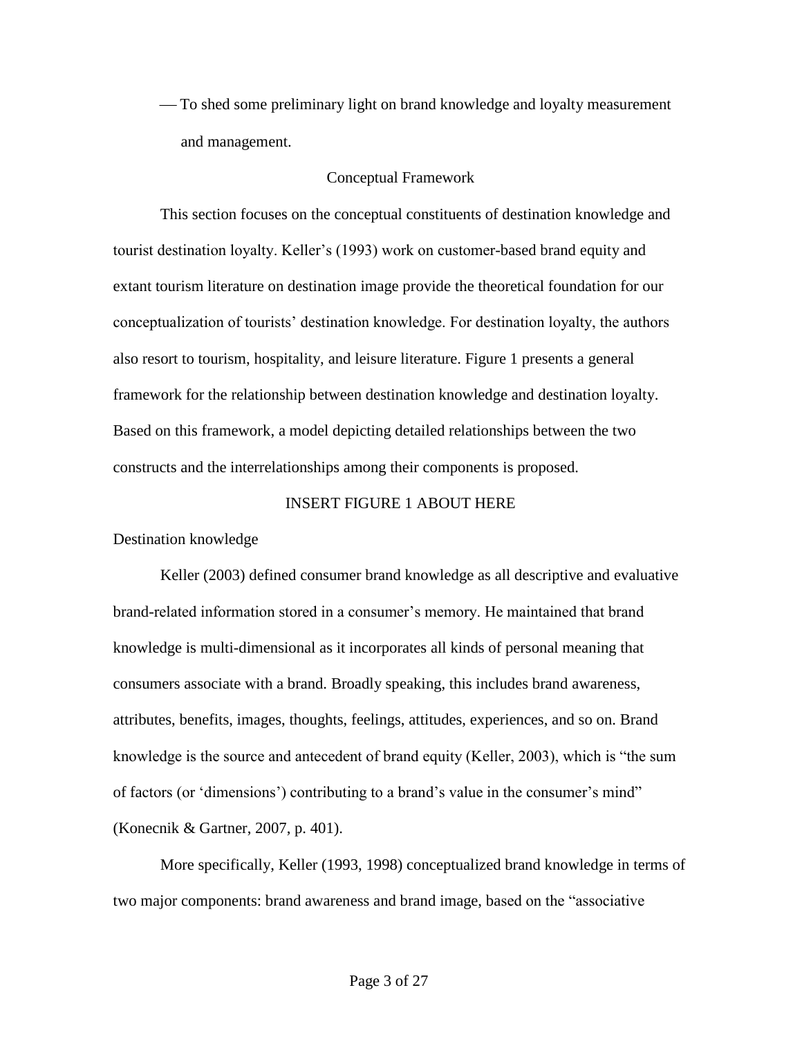- To shed some preliminary light on brand knowledge and loyalty measurement and management.

## Conceptual Framework

This section focuses on the conceptual constituents of destination knowledge and tourist destination loyalty. Keller's (1993) work on customer-based brand equity and extant tourism literature on destination image provide the theoretical foundation for our conceptualization of tourists' destination knowledge. For destination loyalty, the authors also resort to tourism, hospitality, and leisure literature. Figure 1 presents a general framework for the relationship between destination knowledge and destination loyalty. Based on this framework, a model depicting detailed relationships between the two constructs and the interrelationships among their components is proposed.

INSERT FIGURE 1 ABOUT HERE

### Destination knowledge

Keller (2003) defined consumer brand knowledge as all descriptive and evaluative brand-related information stored in a consumer's memory. He maintained that brand knowledge is multi-dimensional as it incorporates all kinds of personal meaning that consumers associate with a brand. Broadly speaking, this includes brand awareness, attributes, benefits, images, thoughts, feelings, attitudes, experiences, and so on. Brand knowledge is the source and antecedent of brand equity (Keller, 2003), which is "the sum of factors (or 'dimensions') contributing to a brand's value in the consumer's mind" (Konecnik & Gartner, 2007, p. 401).

More specifically, Keller (1993, 1998) conceptualized brand knowledge in terms of two major components: brand awareness and brand image, based on the "associative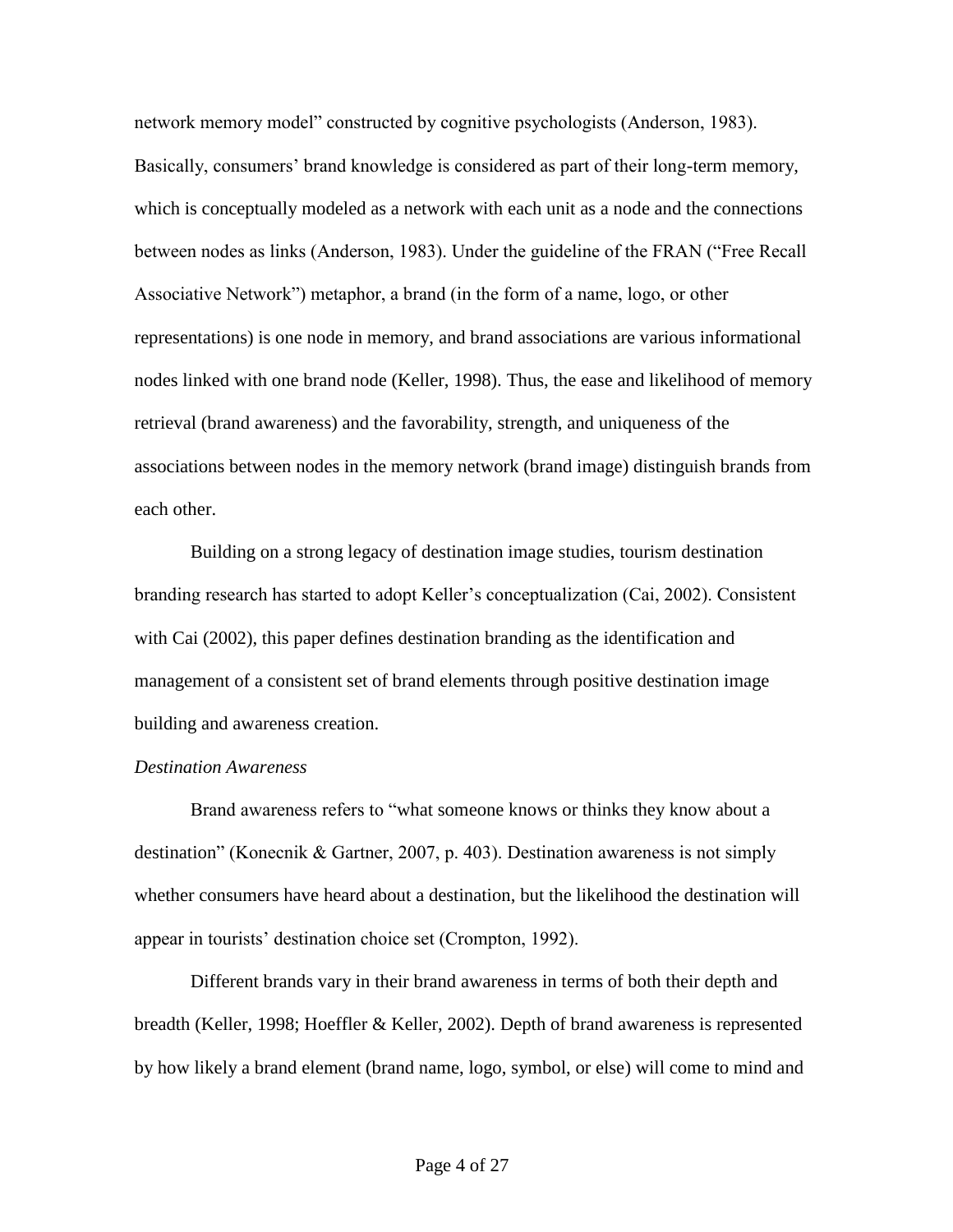network memory model" constructed by cognitive psychologists (Anderson, 1983). Basically, consumers' brand knowledge is considered as part of their long-term memory, which is conceptually modeled as a network with each unit as a node and the connections between nodes as links (Anderson, 1983). Under the guideline of the FRAN ("Free Recall Associative Network") metaphor, a brand (in the form of a name, logo, or other representations) is one node in memory, and brand associations are various informational nodes linked with one brand node (Keller, 1998). Thus, the ease and likelihood of memory retrieval (brand awareness) and the favorability, strength, and uniqueness of the associations between nodes in the memory network (brand image) distinguish brands from each other.

Building on a strong legacy of destination image studies, tourism destination branding research has started to adopt Keller's conceptualization (Cai, 2002). Consistent with Cai (2002), this paper defines destination branding as the identification and management of a consistent set of brand elements through positive destination image building and awareness creation.

*Destination Awareness*

Brand awareness refers to "what someone knows or thinks they know about a destination" (Konecnik & Gartner, 2007, p. 403). Destination awareness is not simply whether consumers have heard about a destination, but the likelihood the destination will appear in tourists' destination choice set (Crompton, 1992).

Different brands vary in their brand awareness in terms of both their depth and breadth (Keller, 1998; Hoeffler & Keller, 2002). Depth of brand awareness is represented by how likely a brand element (brand name, logo, symbol, or else) will come to mind and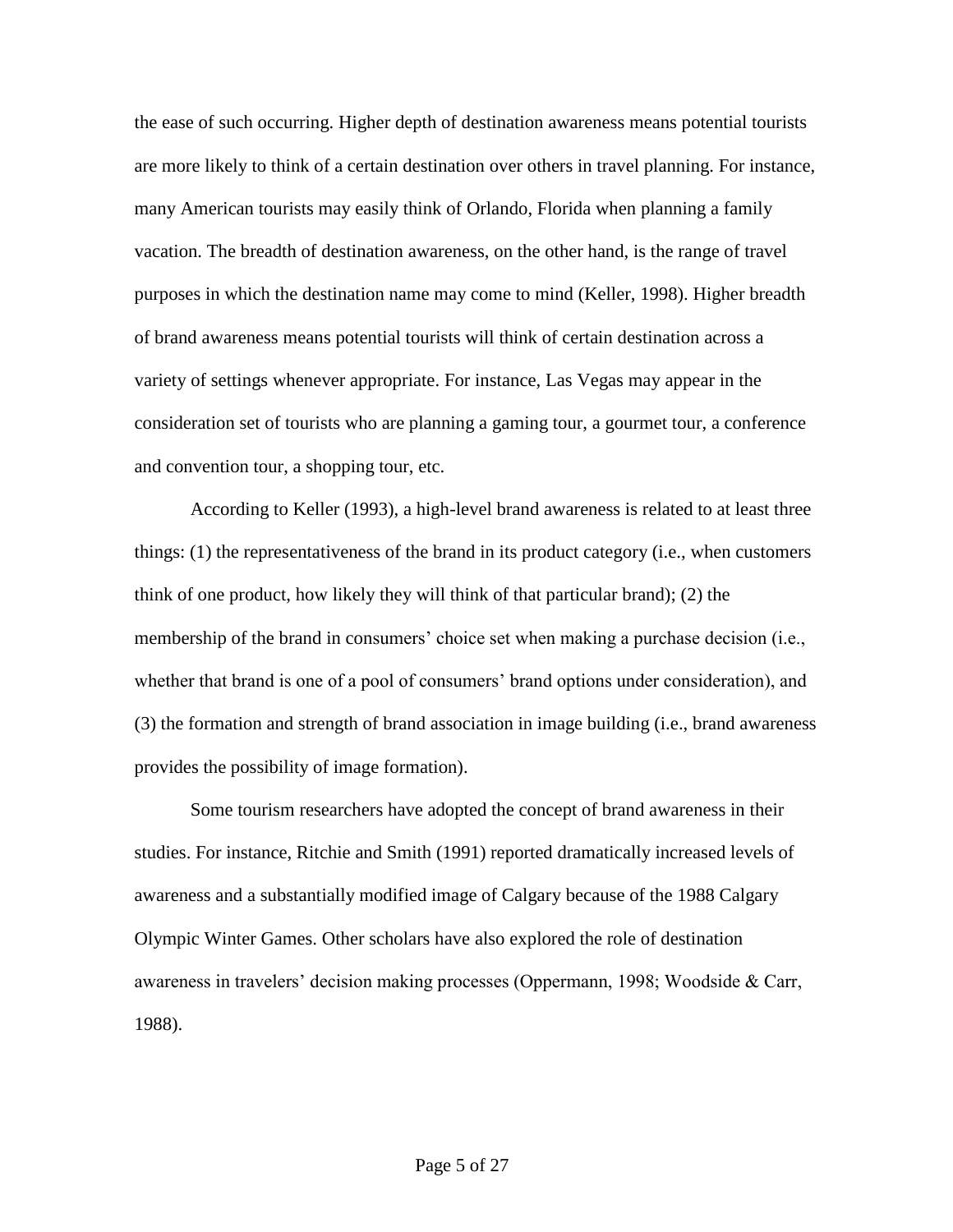the ease of such occurring. Higher depth of destination awareness means potential tourists are more likely to think of a certain destination over others in travel planning. For instance, many American tourists may easily think of Orlando, Florida when planning a family vacation. The breadth of destination awareness, on the other hand, is the range of travel purposes in which the destination name may come to mind (Keller, 1998). Higher breadth of brand awareness means potential tourists will think of certain destination across a variety of settings whenever appropriate. For instance, Las Vegas may appear in the consideration set of tourists who are planning a gaming tour, a gourmet tour, a conference and convention tour, a shopping tour, etc.

According to Keller (1993), a high-level brand awareness is related to at least three things: (1) the representativeness of the brand in its product category (i.e., when customers think of one product, how likely they will think of that particular brand); (2) the membership of the brand in consumers' choice set when making a purchase decision (i.e., whether that brand is one of a pool of consumers' brand options under consideration), and (3) the formation and strength of brand association in image building (i.e., brand awareness provides the possibility of image formation).

Some tourism researchers have adopted the concept of brand awareness in their studies. For instance, Ritchie and Smith (1991) reported dramatically increased levels of awareness and a substantially modified image of Calgary because of the 1988 Calgary Olympic Winter Games. Other scholars have also explored the role of destination awareness in travelers' decision making processes (Oppermann, 1998; Woodside & Carr, 1988).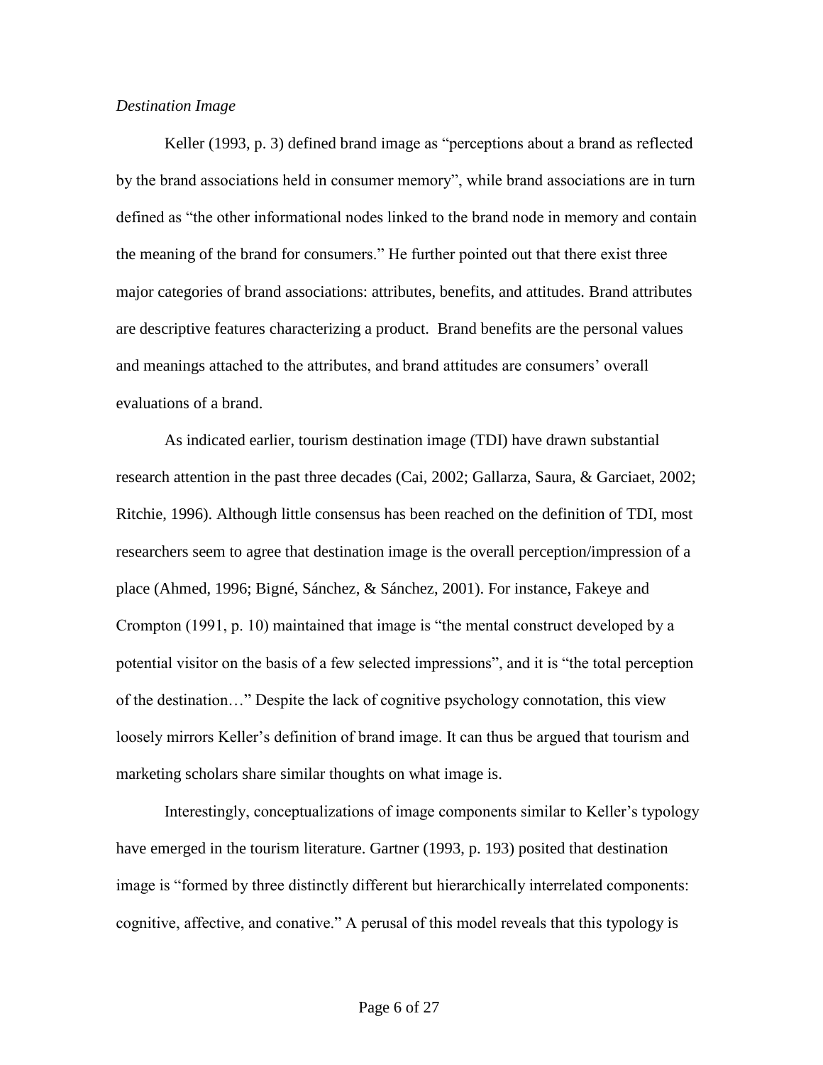*Destination Image*

Keller (1993, p. 3) defined brand image as "perceptions about a brand as reflected by the brand associations held in consumer memory", while brand associations are in turn defined as "the other informational nodes linked to the brand node in memory and contain the meaning of the brand for consumers." He further pointed out that there exist three major categories of brand associations: attributes, benefits, and attitudes. Brand attributes are descriptive features characterizing a product. Brand benefits are the personal values and meanings attached to the attributes, and brand attitudes are consumers' overall evaluations of a brand.

As indicated earlier, tourism destination image (TDI) have drawn substantial research attention in the past three decades (Cai, 2002; Gallarza, Saura, & Garciaet, 2002; Ritchie, 1996). Although little consensus has been reached on the definition of TDI, most researchers seem to agree that destination image is the overall perception/impression of a place (Ahmed, 1996; Bigné, Sánchez, & Sánchez, 2001). For instance, Fakeye and Crompton (1991, p. 10) maintained that image is "the mental construct developed by a potential visitor on the basis of a few selected impressions", and it is "the total perception of the destination…" Despite the lack of cognitive psychology connotation, this view loosely mirrors Keller's definition of brand image. It can thus be argued that tourism and marketing scholars share similar thoughts on what image is.

Interestingly, conceptualizations of image components similar to Keller's typology have emerged in the tourism literature. Gartner (1993, p. 193) posited that destination image is "formed by three distinctly different but hierarchically interrelated components: cognitive, affective, and conative." A perusal of this model reveals that this typology is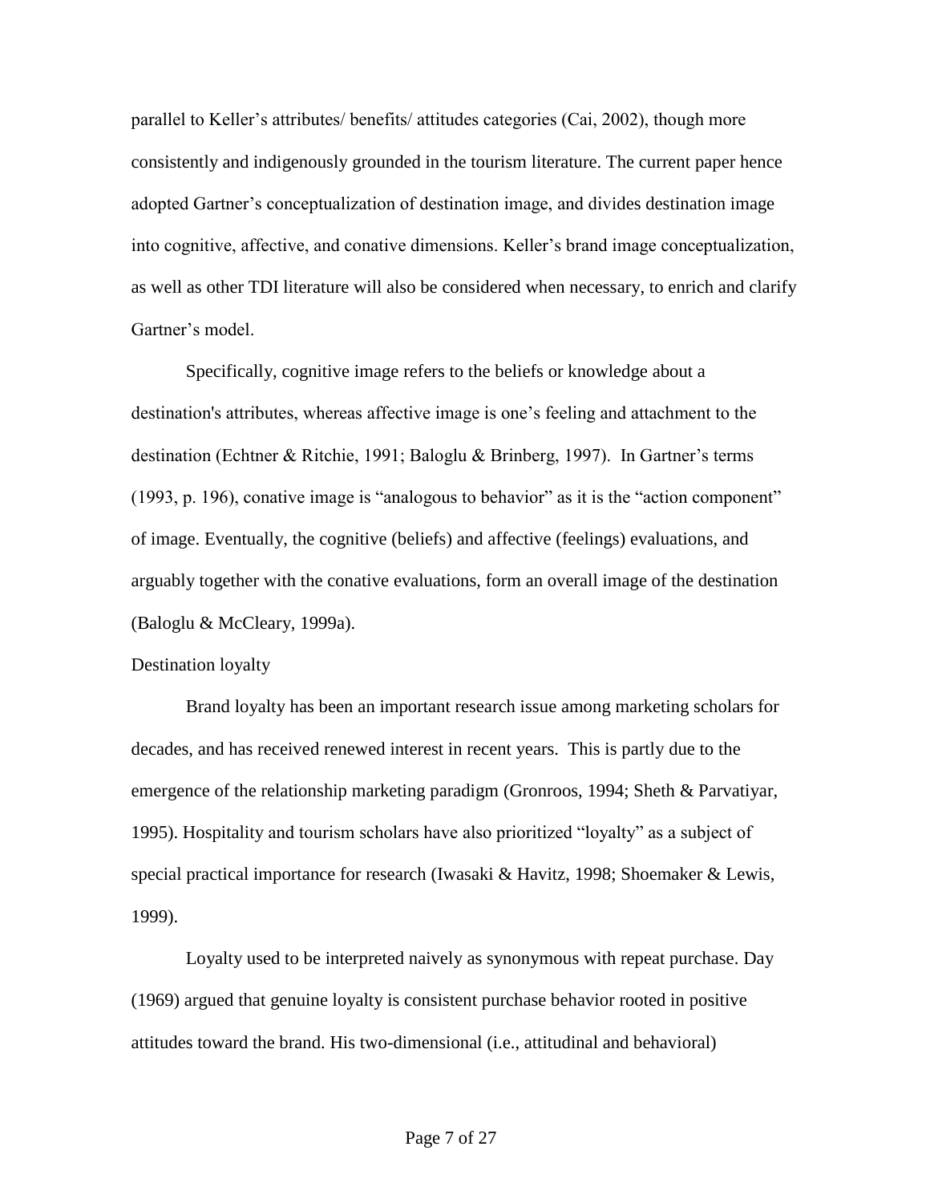parallel to Keller's attributes/ benefits/ attitudes categories (Cai, 2002), though more consistently and indigenously grounded in the tourism literature. The current paper hence adopted Gartner's conceptualization of destination image, and divides destination image into cognitive, affective, and conative dimensions. Keller's brand image conceptualization, as well as other TDI literature will also be considered when necessary, to enrich and clarify Gartner's model.

Specifically, cognitive image refers to the beliefs or knowledge about a destination's attributes, whereas affective image is one's feeling and attachment to the destination (Echtner & Ritchie, 1991; Baloglu & Brinberg, 1997). In Gartner's terms (1993, p. 196), conative image is "analogous to behavior" as it is the "action component" of image. Eventually, the cognitive (beliefs) and affective (feelings) evaluations, and arguably together with the conative evaluations, form an overall image of the destination (Baloglu & McCleary, 1999a).

## Destination loyalty

Brand loyalty has been an important research issue among marketing scholars for decades, and has received renewed interest in recent years. This is partly due to the emergence of the relationship marketing paradigm (Gronroos, 1994; Sheth & Parvatiyar, 1995). Hospitality and tourism scholars have also prioritized "loyalty" as a subject of special practical importance for research (Iwasaki & Havitz, 1998; Shoemaker & Lewis, 1999).

Loyalty used to be interpreted naively as synonymous with repeat purchase. Day (1969) argued that genuine loyalty is consistent purchase behavior rooted in positive attitudes toward the brand. His two-dimensional (i.e., attitudinal and behavioral)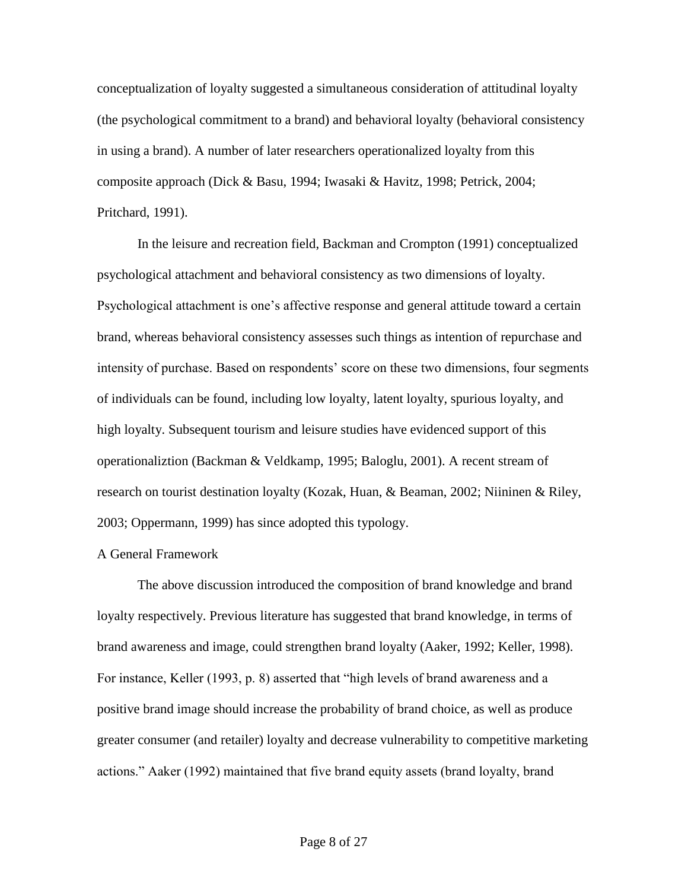conceptualization of loyalty suggested a simultaneous consideration of attitudinal loyalty (the psychological commitment to a brand) and behavioral loyalty (behavioral consistency in using a brand). A number of later researchers operationalized loyalty from this composite approach (Dick & Basu, 1994; Iwasaki & Havitz, 1998; Petrick, 2004; Pritchard, 1991).

In the leisure and recreation field, Backman and Crompton (1991) conceptualized psychological attachment and behavioral consistency as two dimensions of loyalty. Psychological attachment is one's affective response and general attitude toward a certain brand, whereas behavioral consistency assesses such things as intention of repurchase and intensity of purchase. Based on respondents' score on these two dimensions, four segments of individuals can be found, including low loyalty, latent loyalty, spurious loyalty, and high loyalty. Subsequent tourism and leisure studies have evidenced support of this operationaliztion (Backman & Veldkamp, 1995; Baloglu, 2001). A recent stream of research on tourist destination loyalty (Kozak, Huan, & Beaman, 2002; Niininen & Riley, 2003; Oppermann, 1999) has since adopted this typology.

## A General Framework

The above discussion introduced the composition of brand knowledge and brand loyalty respectively. Previous literature has suggested that brand knowledge, in terms of brand awareness and image, could strengthen brand loyalty (Aaker, 1992; Keller, 1998). For instance, Keller (1993, p. 8) asserted that "high levels of brand awareness and a positive brand image should increase the probability of brand choice, as well as produce greater consumer (and retailer) loyalty and decrease vulnerability to competitive marketing actions." Aaker (1992) maintained that five brand equity assets (brand loyalty, brand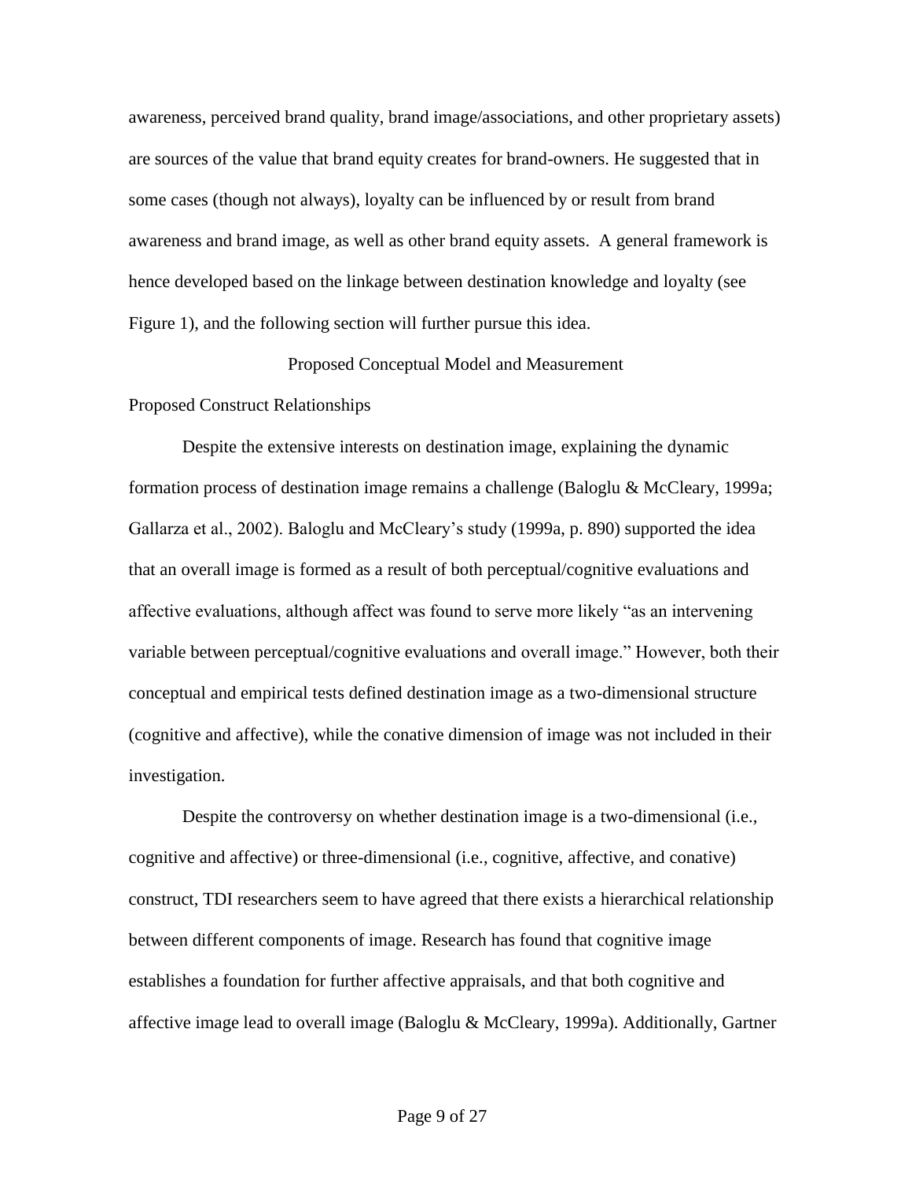awareness, perceived brand quality, brand image/associations, and other proprietary assets) are sources of the value that brand equity creates for brand-owners. He suggested that in some cases (though not always), loyalty can be influenced by or result from brand awareness and brand image, as well as other brand equity assets. A general framework is hence developed based on the linkage between destination knowledge and loyalty (see Figure 1), and the following section will further pursue this idea.

## Proposed Conceptual Model and Measurement

### Proposed Construct Relationships

Despite the extensive interests on destination image, explaining the dynamic formation process of destination image remains a challenge (Baloglu & McCleary, 1999a; Gallarza et al., 2002). Baloglu and McCleary's study (1999a, p. 890) supported the idea that an overall image is formed as a result of both perceptual/cognitive evaluations and affective evaluations, although affect was found to serve more likely "as an intervening variable between perceptual/cognitive evaluations and overall image." However, both their conceptual and empirical tests defined destination image as a two-dimensional structure (cognitive and affective), while the conative dimension of image was not included in their investigation.

Despite the controversy on whether destination image is a two-dimensional (i.e., cognitive and affective) or three-dimensional (i.e., cognitive, affective, and conative) construct, TDI researchers seem to have agreed that there exists a hierarchical relationship between different components of image. Research has found that cognitive image establishes a foundation for further affective appraisals, and that both cognitive and affective image lead to overall image (Baloglu & McCleary, 1999a). Additionally, Gartner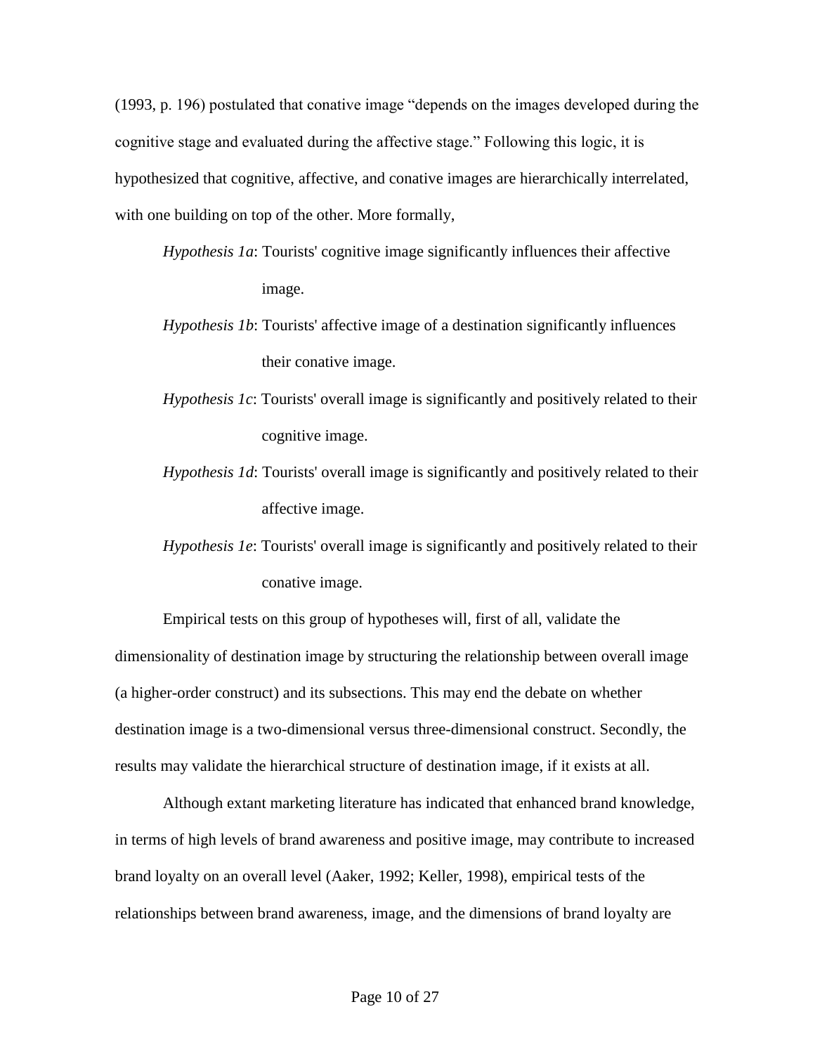(1993, p. 196) postulated that conative image "depends on the images developed during the cognitive stage and evaluated during the affective stage." Following this logic, it is hypothesized that cognitive, affective, and conative images are hierarchically interrelated, with one building on top of the other. More formally,

*Hypothesis 1a*: Tourists' cognitive image significantly influences their affective image.

*Hypothesis 1b*: Tourists' affective image of a destination significantly influences their conative image.

*Hypothesis 1c*: Tourists' overall image is significantly and positively related to their cognitive image.

*Hypothesis 1d*: Tourists' overall image is significantly and positively related to their affective image.

*Hypothesis 1e*: Tourists' overall image is significantly and positively related to their conative image.

Empirical tests on this group of hypotheses will, first of all, validate the dimensionality of destination image by structuring the relationship between overall image (a higher-order construct) and its subsections. This may end the debate on whether destination image is a two-dimensional versus three-dimensional construct. Secondly, the results may validate the hierarchical structure of destination image, if it exists at all.

Although extant marketing literature has indicated that enhanced brand knowledge, in terms of high levels of brand awareness and positive image, may contribute to increased brand loyalty on an overall level (Aaker, 1992; Keller, 1998), empirical tests of the relationships between brand awareness, image, and the dimensions of brand loyalty are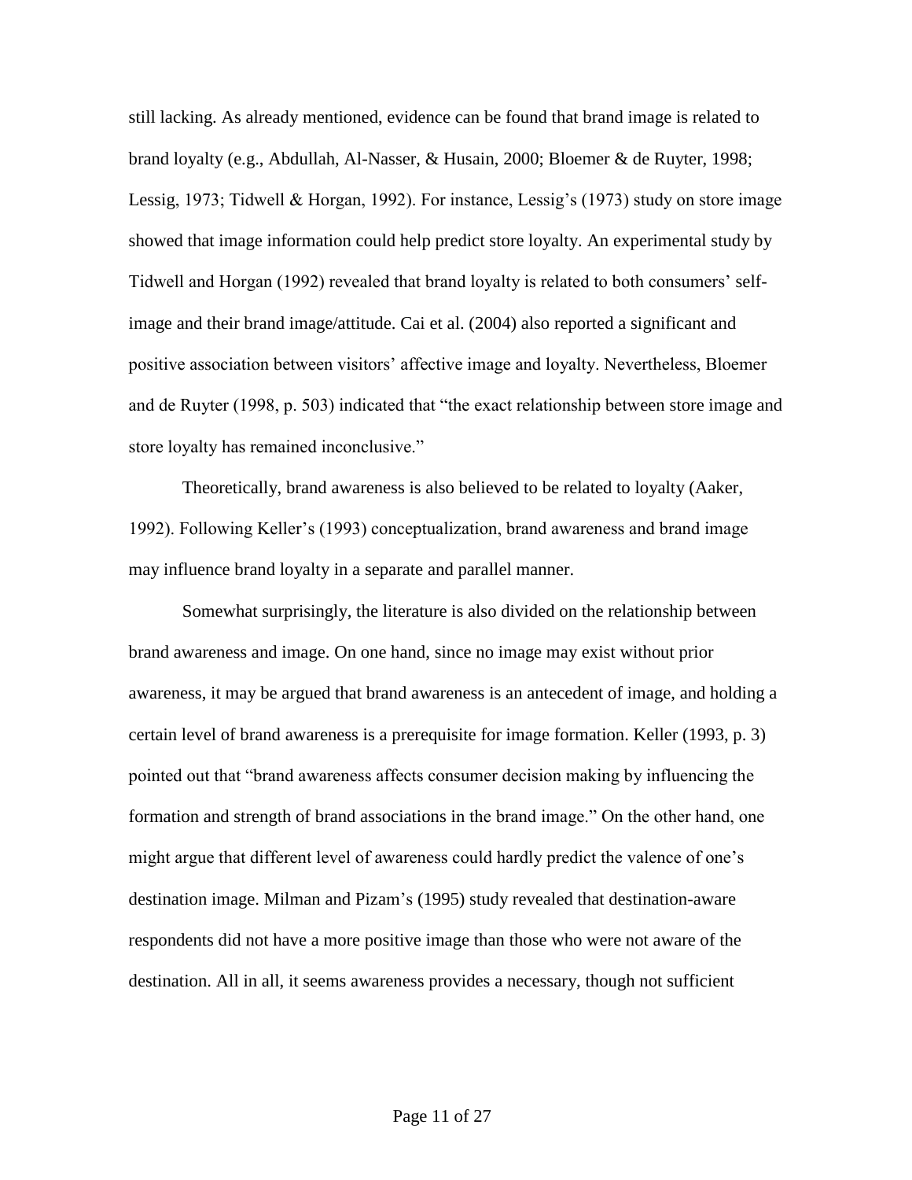still lacking. As already mentioned, evidence can be found that brand image is related to brand loyalty (e.g., Abdullah, Al-Nasser, & Husain, 2000; Bloemer & de Ruyter, 1998; Lessig, 1973; Tidwell & Horgan, 1992). For instance, Lessig's (1973) study on store image showed that image information could help predict store loyalty. An experimental study by Tidwell and Horgan (1992) revealed that brand loyalty is related to both consumers' self-image and their brand image/attitude. Cai et al. (2004) also reported a significant and positive association between visitors' affective image and loyalty. Nevertheless, Bloemer and de Ruyter (1998, p. 503) indicated that "the exact relationship between store image and store loyalty has remained inconclusive."

Theoretically, brand awareness is also believed to be related to loyalty (Aaker, 1992). Following Keller's (1993) conceptualization, brand awareness and brand image may influence brand loyalty in a separate and parallel manner.

Somewhat surprisingly, the literature is also divided on the relationship between brand awareness and image. On one hand, since no image may exist without prior awareness, it may be argued that brand awareness is an antecedent of image, and holding a certain level of brand awareness is a prerequisite for image formation. Keller (1993, p. 3) pointed out that "brand awareness affects consumer decision making by influencing the formation and strength of brand associations in the brand image." On the other hand, one might argue that different level of awareness could hardly predict the valence of one's destination image. Milman and Pizam's (1995) study revealed that destination-aware respondents did not have a more positive image than those who were not aware of the destination. All in all, it seems awareness provides a necessary, though not sufficient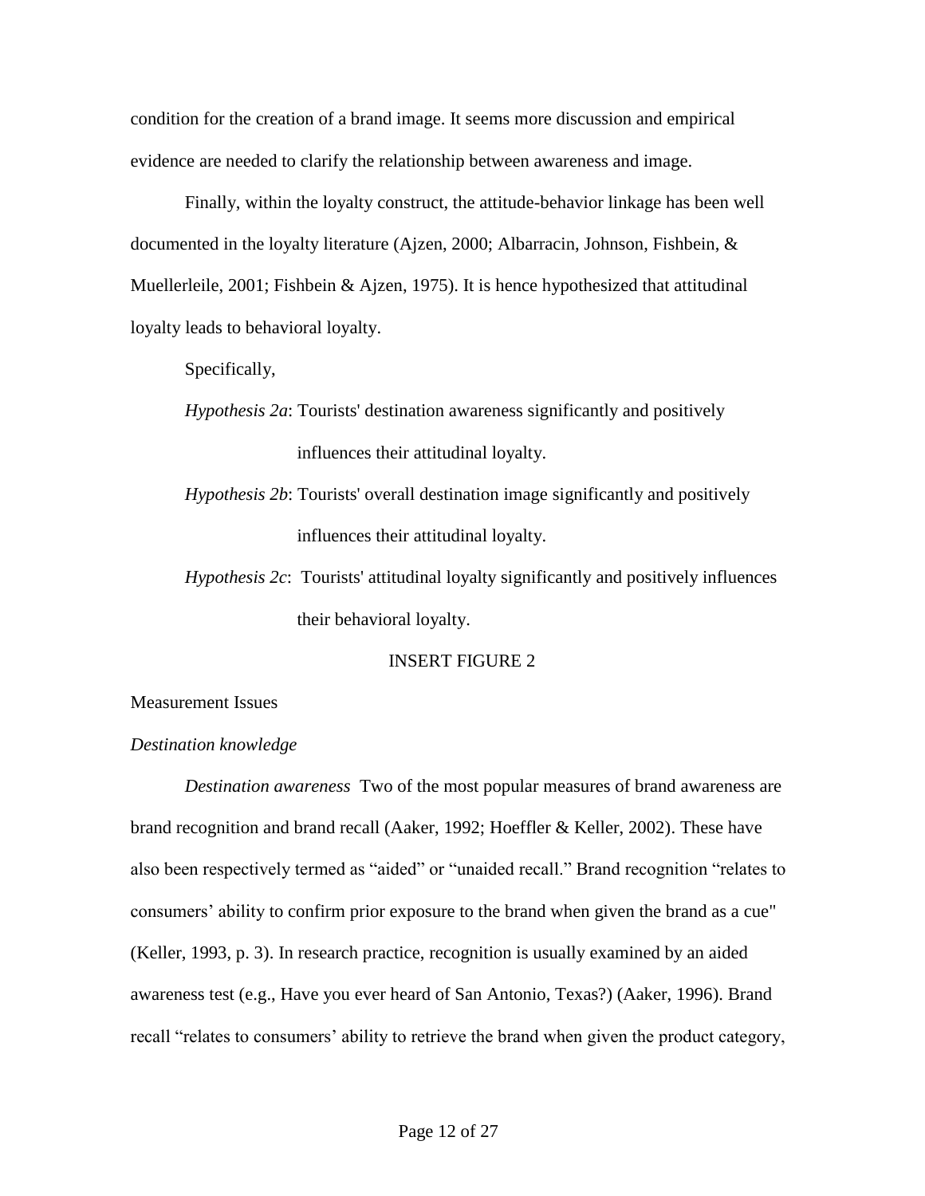condition for the creation of a brand image. It seems more discussion and empirical evidence are needed to clarify the relationship between awareness and image.

Finally, within the loyalty construct, the attitude-behavior linkage has been well documented in the loyalty literature (Ajzen, 2000; Albarracin, Johnson, Fishbein, & Muellerleile, 2001; Fishbein & Ajzen, 1975). It is hence hypothesized that attitudinal loyalty leads to behavioral loyalty.

Specifically,

*Hypothesis 2a*: Tourists' destination awareness significantly and positively influences their attitudinal loyalty.

*Hypothesis 2b*: Tourists' overall destination image significantly and positively influences their attitudinal loyalty.

*Hypothesis 2c*: Tourists' attitudinal loyalty significantly and positively influences their behavioral loyalty.

INSERT FIGURE 2

## Measurement Issues

### *Destination knowledge*

*Destination awareness* Two of the most popular measures of brand awareness are brand recognition and brand recall (Aaker, 1992; Hoeffler & Keller, 2002). These have also been respectively termed as "aided" or "unaided recall." Brand recognition "relates to consumers' ability to confirm prior exposure to the brand when given the brand as a cue" (Keller, 1993, p. 3). In research practice, recognition is usually examined by an aided awareness test (e.g., Have you ever heard of San Antonio, Texas?) (Aaker, 1996). Brand recall "relates to consumers' ability to retrieve the brand when given the product category,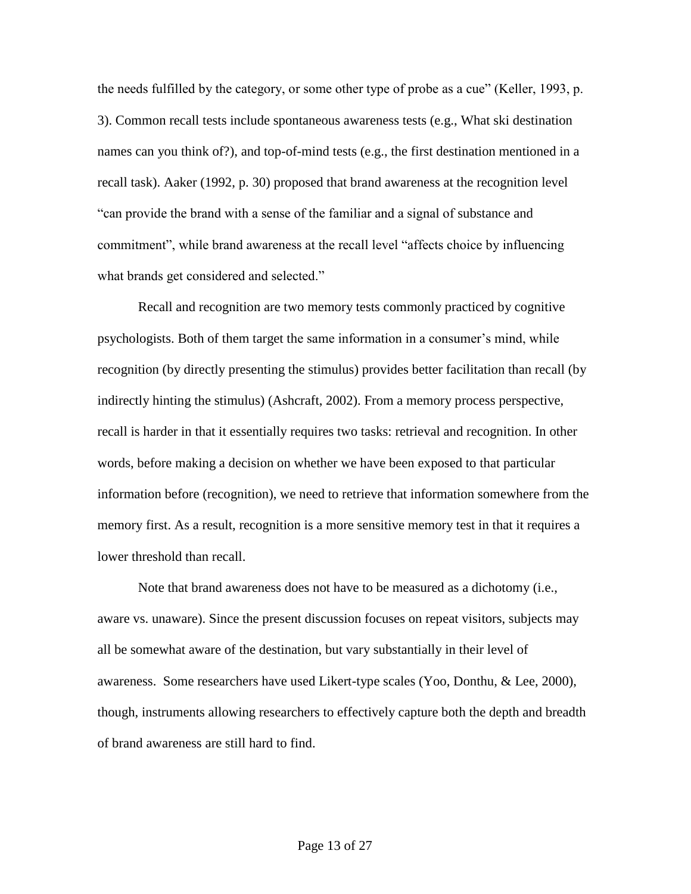the needs fulfilled by the category, or some other type of probe as a cue" (Keller, 1993, p. 3). Common recall tests include spontaneous awareness tests (e.g., What ski destination names can you think of?), and top-of-mind tests (e.g., the first destination mentioned in a recall task). Aaker (1992, p. 30) proposed that brand awareness at the recognition level "can provide the brand with a sense of the familiar and a signal of substance and commitment", while brand awareness at the recall level "affects choice by influencing what brands get considered and selected."

Recall and recognition are two memory tests commonly practiced by cognitive psychologists. Both of them target the same information in a consumer's mind, while recognition (by directly presenting the stimulus) provides better facilitation than recall (by indirectly hinting the stimulus) (Ashcraft, 2002). From a memory process perspective, recall is harder in that it essentially requires two tasks: retrieval and recognition. In other words, before making a decision on whether we have been exposed to that particular information before (recognition), we need to retrieve that information somewhere from the memory first. As a result, recognition is a more sensitive memory test in that it requires a lower threshold than recall.

Note that brand awareness does not have to be measured as a dichotomy (i.e., aware vs. unaware). Since the present discussion focuses on repeat visitors, subjects may all be somewhat aware of the destination, but vary substantially in their level of awareness. Some researchers have used Likert-type scales (Yoo, Donthu, & Lee, 2000), though, instruments allowing researchers to effectively capture both the depth and breadth of brand awareness are still hard to find.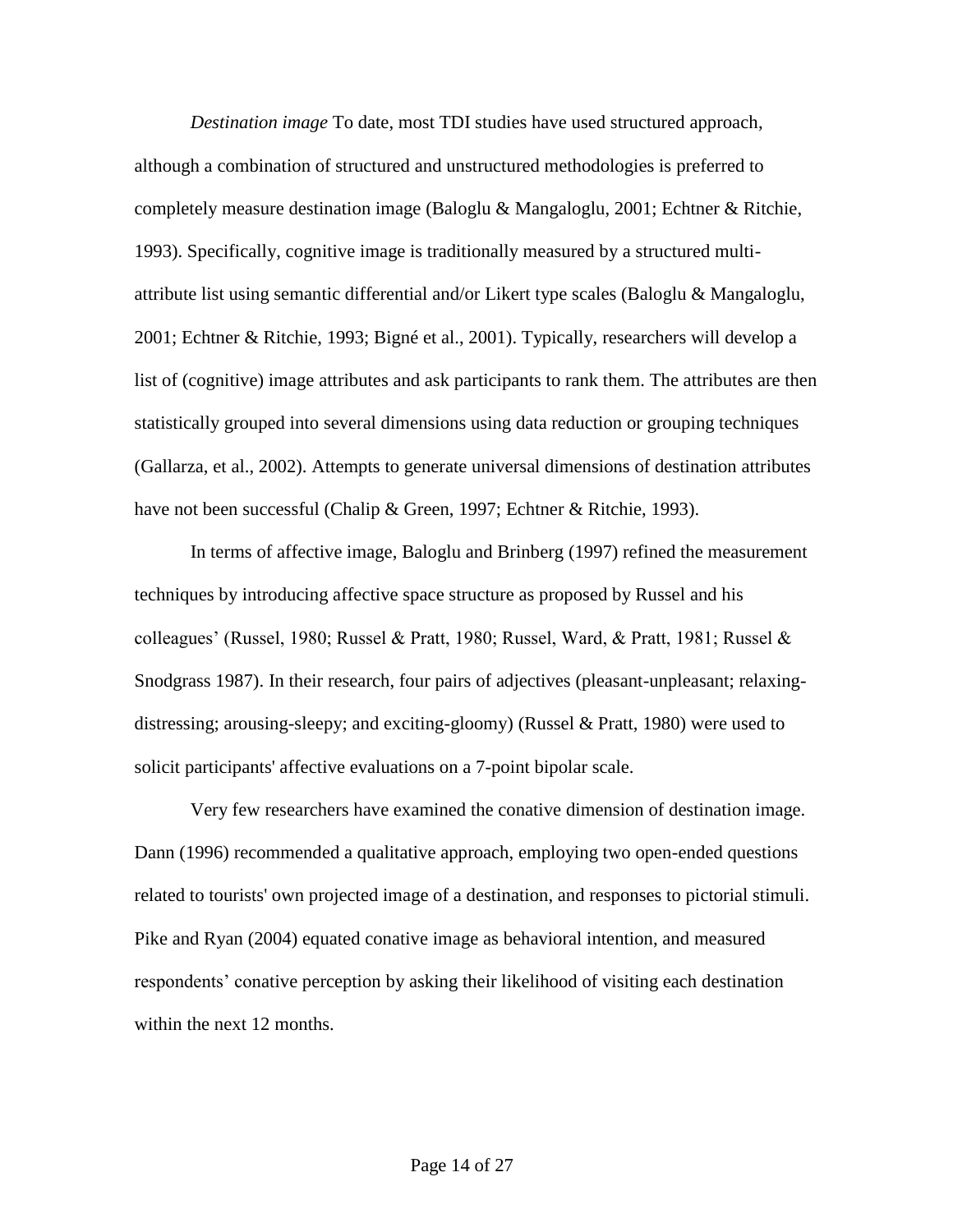*Destination image* To date, most TDI studies have used structured approach, although a combination of structured and unstructured methodologies is preferred to completely measure destination image (Baloglu & Mangaloglu, 2001; Echtner & Ritchie, 1993). Specifically, cognitive image is traditionally measured by a structured multi-attribute list using semantic differential and/or Likert type scales (Baloglu & Mangaloglu, 2001; Echtner & Ritchie, 1993; Bigné et al., 2001). Typically, researchers will develop a list of (cognitive) image attributes and ask participants to rank them. The attributes are then statistically grouped into several dimensions using data reduction or grouping techniques (Gallarza, et al., 2002). Attempts to generate universal dimensions of destination attributes have not been successful (Chalip & Green, 1997; Echtner & Ritchie, 1993).

In terms of affective image, Baloglu and Brinberg (1997) refined the measurement techniques by introducing affective space structure as proposed by Russel and his colleagues' (Russel, 1980; Russel & Pratt, 1980; Russel, Ward, & Pratt, 1981; Russel & Snodgrass 1987). In their research, four pairs of adjectives (pleasant-unpleasant; relaxing-distressing; arousing-sleepy; and exciting-gloomy) (Russel & Pratt, 1980) were used to solicit participants' affective evaluations on a 7-point bipolar scale.

Very few researchers have examined the conative dimension of destination image. Dann (1996) recommended a qualitative approach, employing two open-ended questions related to tourists' own projected image of a destination, and responses to pictorial stimuli. Pike and Ryan (2004) equated conative image as behavioral intention, and measured respondents' conative perception by asking their likelihood of visiting each destination within the next 12 months.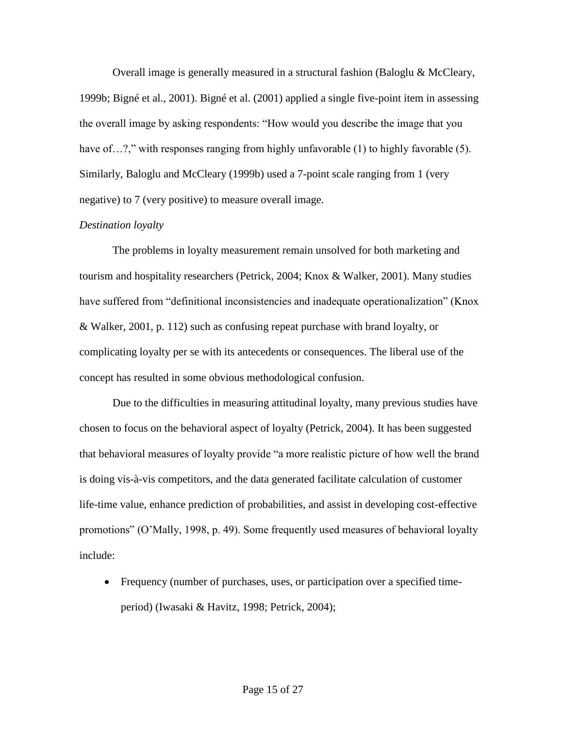Overall image is generally measured in a structural fashion (Baloglu & McCleary, 1999b; Bigné et al., 2001). Bigné et al. (2001) applied a single five-point item in assessing the overall image by asking respondents: "How would you describe the image that you have of…?," with responses ranging from highly unfavorable (1) to highly favorable (5). Similarly, Baloglu and McCleary (1999b) used a 7-point scale ranging from 1 (very negative) to 7 (very positive) to measure overall image.

*Destination loyalty*

The problems in loyalty measurement remain unsolved for both marketing and tourism and hospitality researchers (Petrick, 2004; Knox & Walker, 2001). Many studies have suffered from "definitional inconsistencies and inadequate operationalization" (Knox & Walker, 2001, p. 112) such as confusing repeat purchase with brand loyalty, or complicating loyalty per se with its antecedents or consequences. The liberal use of the concept has resulted in some obvious methodological confusion.

Due to the difficulties in measuring attitudinal loyalty, many previous studies have chosen to focus on the behavioral aspect of loyalty (Petrick, 2004). It has been suggested that behavioral measures of loyalty provide "a more realistic picture of how well the brand is doing vis-à-vis competitors, and the data generated facilitate calculation of customer life-time value, enhance prediction of probabilities, and assist in developing cost-effective promotions" (O'Mally, 1998, p. 49). Some frequently used measures of behavioral loyalty include:

- Frequency (number of purchases, uses, or participation over a specified time-period) (Iwasaki & Havitz, 1998; Petrick, 2004);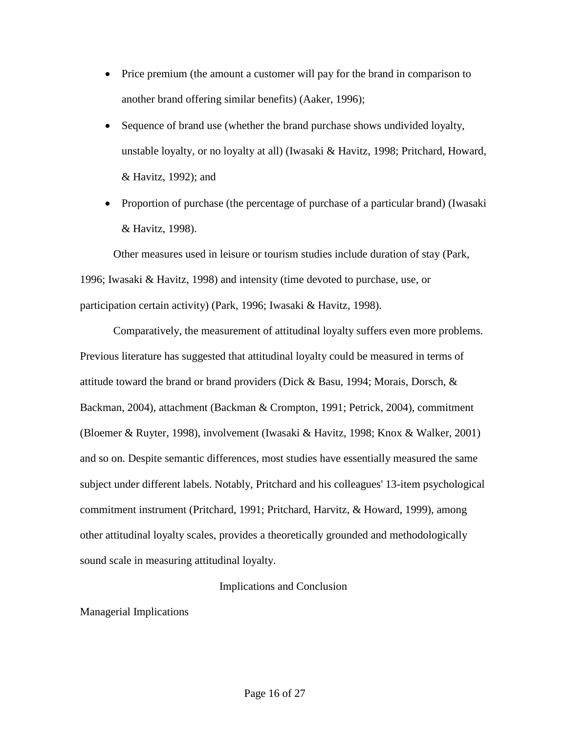- Price premium (the amount a customer will pay for the brand in comparison to another brand offering similar benefits) (Aaker, 1996);
- Sequence of brand use (whether the brand purchase shows undivided loyalty, unstable loyalty, or no loyalty at all) (Iwasaki & Havitz, 1998; Pritchard, Howard, & Havitz, 1992); and
- Proportion of purchase (the percentage of purchase of a particular brand) (Iwasaki & Havitz, 1998).

Other measures used in leisure or tourism studies include duration of stay (Park, 1996; Iwasaki & Havitz, 1998) and intensity (time devoted to purchase, use, or participation certain activity) (Park, 1996; Iwasaki & Havitz, 1998).

Comparatively, the measurement of attitudinal loyalty suffers even more problems. Previous literature has suggested that attitudinal loyalty could be measured in terms of attitude toward the brand or brand providers (Dick & Basu, 1994; Morais, Dorsch, & Backman, 2004), attachment (Backman & Crompton, 1991; Petrick, 2004), commitment (Bloemer & Ruyter, 1998), involvement (Iwasaki & Havitz, 1998; Knox & Walker, 2001) and so on. Despite semantic differences, most studies have essentially measured the same subject under different labels. Notably, Pritchard and his colleagues' 13-item psychological commitment instrument (Pritchard, 1991; Pritchard, Harvitz, & Howard, 1999), among other attitudinal loyalty scales, provides a theoretically grounded and methodologically sound scale in measuring attitudinal loyalty.

## Implications and Conclusion

### Managerial Implications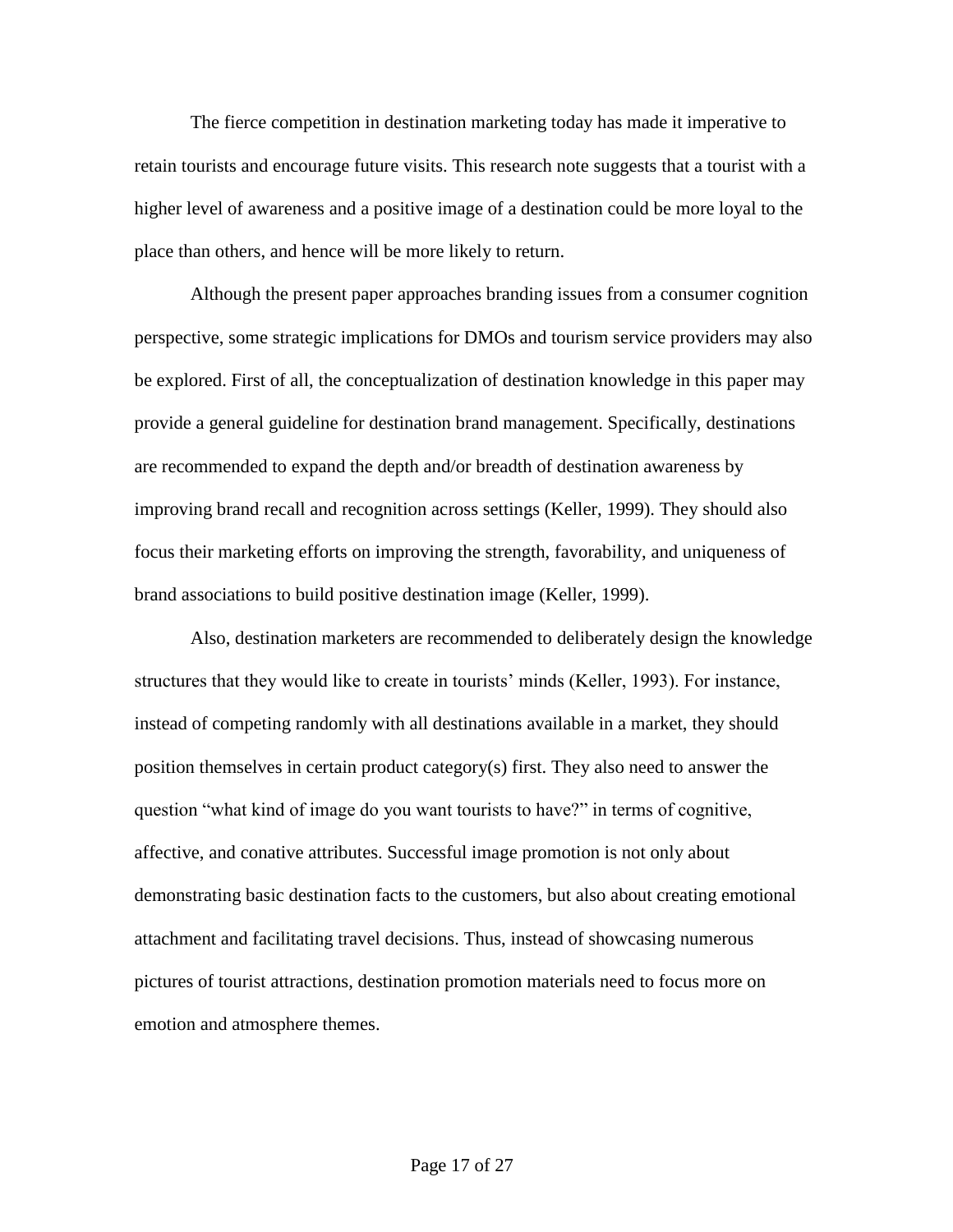The fierce competition in destination marketing today has made it imperative to retain tourists and encourage future visits. This research note suggests that a tourist with a higher level of awareness and a positive image of a destination could be more loyal to the place than others, and hence will be more likely to return.

Although the present paper approaches branding issues from a consumer cognition perspective, some strategic implications for DMOs and tourism service providers may also be explored. First of all, the conceptualization of destination knowledge in this paper may provide a general guideline for destination brand management. Specifically, destinations are recommended to expand the depth and/or breadth of destination awareness by improving brand recall and recognition across settings (Keller, 1999). They should also focus their marketing efforts on improving the strength, favorability, and uniqueness of brand associations to build positive destination image (Keller, 1999).

Also, destination marketers are recommended to deliberately design the knowledge structures that they would like to create in tourists' minds (Keller, 1993). For instance, instead of competing randomly with all destinations available in a market, they should position themselves in certain product category(s) first. They also need to answer the question "what kind of image do you want tourists to have?" in terms of cognitive, affective, and conative attributes. Successful image promotion is not only about demonstrating basic destination facts to the customers, but also about creating emotional attachment and facilitating travel decisions. Thus, instead of showcasing numerous pictures of tourist attractions, destination promotion materials need to focus more on emotion and atmosphere themes.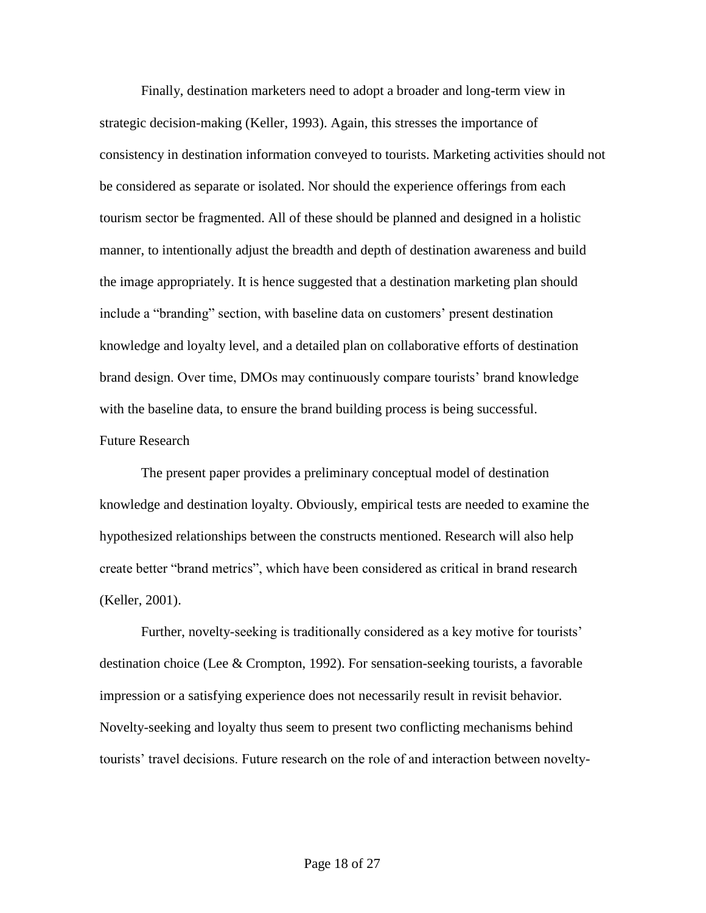Finally, destination marketers need to adopt a broader and long-term view in strategic decision-making (Keller, 1993). Again, this stresses the importance of consistency in destination information conveyed to tourists. Marketing activities should not be considered as separate or isolated. Nor should the experience offerings from each tourism sector be fragmented. All of these should be planned and designed in a holistic manner, to intentionally adjust the breadth and depth of destination awareness and build the image appropriately. It is hence suggested that a destination marketing plan should include a "branding" section, with baseline data on customers' present destination knowledge and loyalty level, and a detailed plan on collaborative efforts of destination brand design. Over time, DMOs may continuously compare tourists' brand knowledge with the baseline data, to ensure the brand building process is being successful.

## Future Research

The present paper provides a preliminary conceptual model of destination knowledge and destination loyalty. Obviously, empirical tests are needed to examine the hypothesized relationships between the constructs mentioned. Research will also help create better "brand metrics", which have been considered as critical in brand research (Keller, 2001).

Further, novelty-seeking is traditionally considered as a key motive for tourists' destination choice (Lee & Crompton, 1992). For sensation-seeking tourists, a favorable impression or a satisfying experience does not necessarily result in revisit behavior. Novelty-seeking and loyalty thus seem to present two conflicting mechanisms behind tourists' travel decisions. Future research on the role of and interaction between novelty-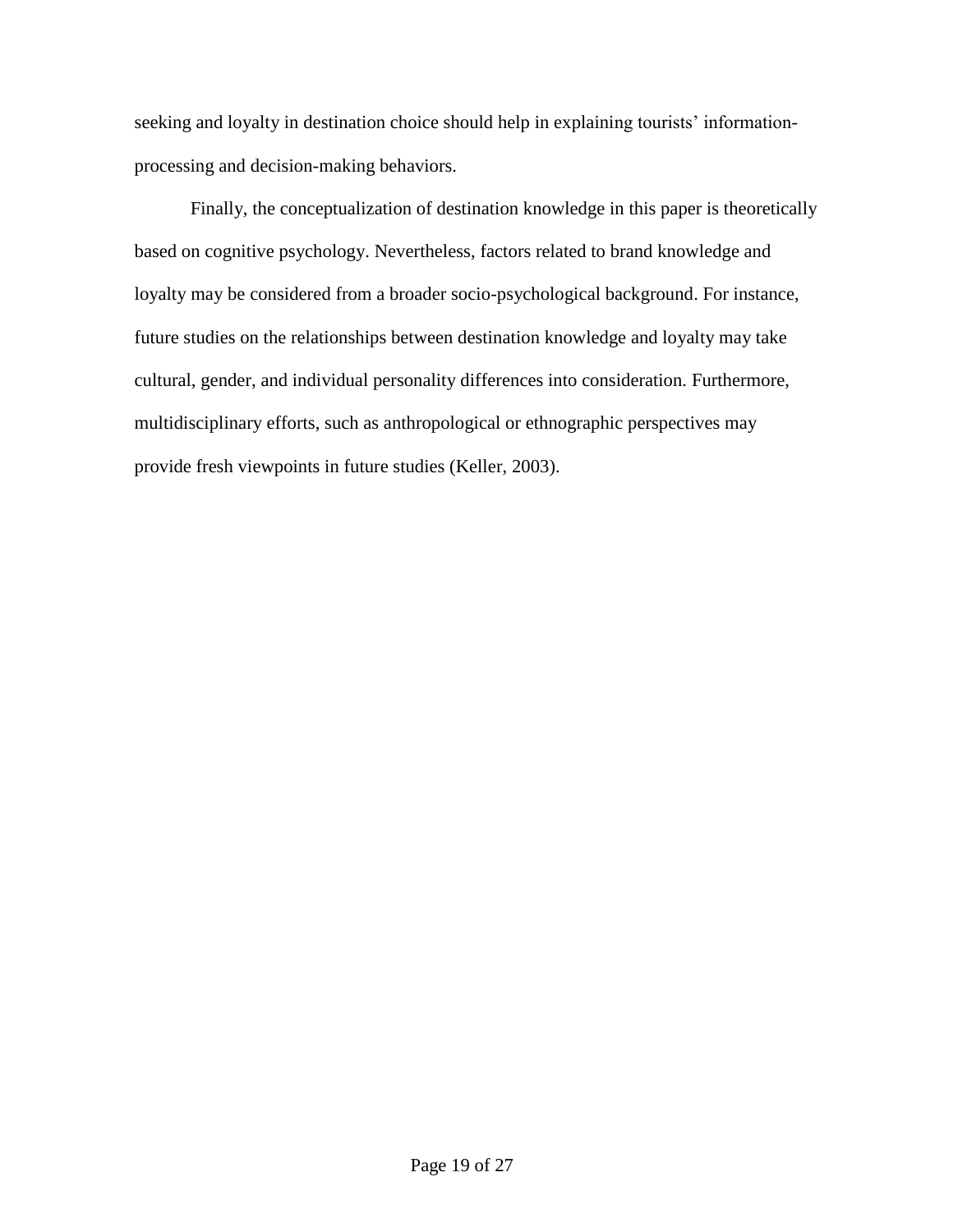seeking and loyalty in destination choice should help in explaining tourists' information-processing and decision-making behaviors.

Finally, the conceptualization of destination knowledge in this paper is theoretically based on cognitive psychology. Nevertheless, factors related to brand knowledge and loyalty may be considered from a broader socio-psychological background. For instance, future studies on the relationships between destination knowledge and loyalty may take cultural, gender, and individual personality differences into consideration. Furthermore, multidisciplinary efforts, such as anthropological or ethnographic perspectives may provide fresh viewpoints in future studies (Keller, 2003).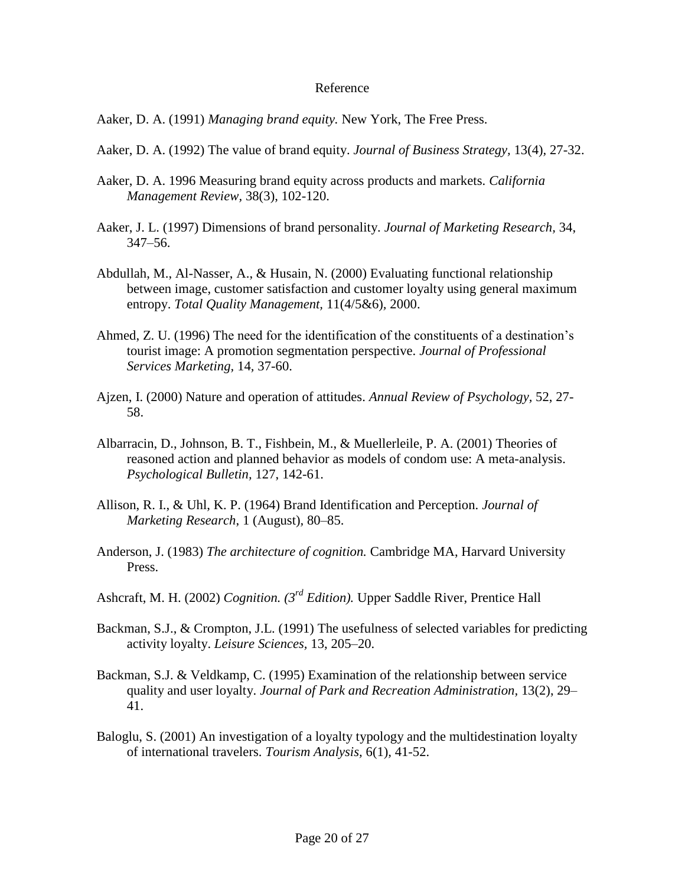# Reference

Aaker, D. A. (1991) *Managing brand equity.* New York, The Free Press.

Aaker, D. A. (1992) The value of brand equity. *Journal of Business Strategy,* 13(4), 27-32.

Aaker, D. A. 1996 Measuring brand equity across products and markets. *California Management Review,* 38(3), 102-120.

Aaker, J. L. (1997) Dimensions of brand personality. *Journal of Marketing Research,* 34, 347–56.

Abdullah, M., Al-Nasser, A., & Husain, N. (2000) Evaluating functional relationship between image, customer satisfaction and customer loyalty using general maximum entropy. *Total Quality Management,* 11(4/5&6), 2000.

Ahmed, Z. U. (1996) The need for the identification of the constituents of a destination's tourist image: A promotion segmentation perspective. *Journal of Professional Services Marketing,* 14, 37-60.

Ajzen, I. (2000) Nature and operation of attitudes. *Annual Review of Psychology,* 52, 27-58.

Albarracin, D., Johnson, B. T., Fishbein, M., & Muellerleile, P. A. (2001) Theories of reasoned action and planned behavior as models of condom use: A meta-analysis. *Psychological Bulletin,* 127, 142-61.

Allison, R. I., & Uhl, K. P. (1964) Brand Identification and Perception. *Journal of Marketing Research,* 1 (August), 80–85.

Anderson, J. (1983) *The architecture of cognition.* Cambridge MA, Harvard University Press.

Ashcraft, M. H. (2002) *Cognition. (3rd Edition).* Upper Saddle River, Prentice Hall

Backman, S.J., & Crompton, J.L. (1991) The usefulness of selected variables for predicting activity loyalty. *Leisure Sciences,* 13, 205–20.

Backman, S.J. & Veldkamp, C. (1995) Examination of the relationship between service quality and user loyalty. *Journal of Park and Recreation Administration,* 13(2), 29–41.

Baloglu, S. (2001) An investigation of a loyalty typology and the multidestination loyalty of international travelers. *Tourism Analysis,* 6(1), 41-52.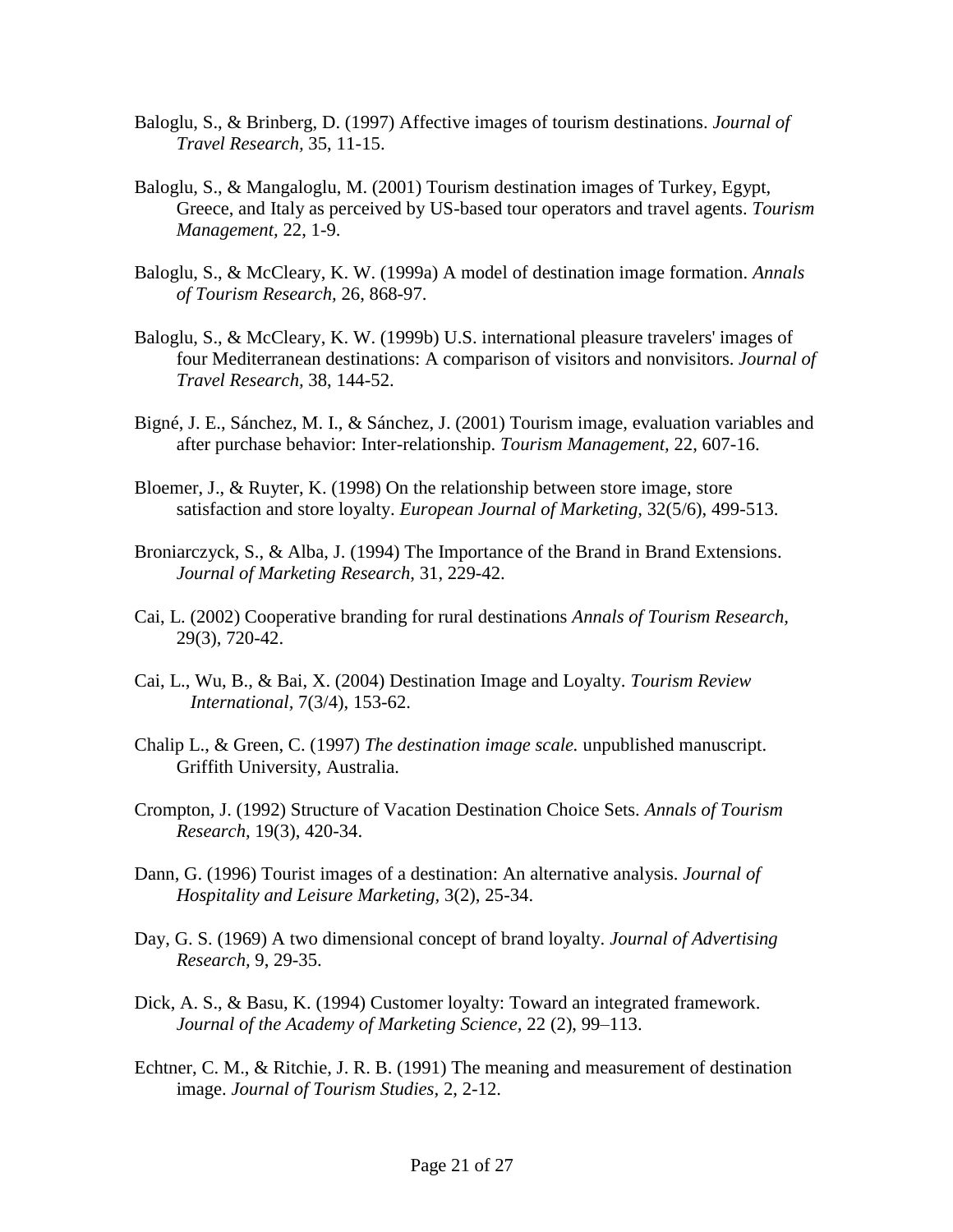Baloglu, S., & Brinberg, D. (1997) Affective images of tourism destinations. *Journal of Travel Research,* 35, 11-15.

Baloglu, S., & Mangaloglu, M. (2001) Tourism destination images of Turkey, Egypt, Greece, and Italy as perceived by US-based tour operators and travel agents. *Tourism Management,* 22, 1-9.

Baloglu, S., & McCleary, K. W. (1999a) A model of destination image formation. *Annals of Tourism Research,* 26, 868-97.

Baloglu, S., & McCleary, K. W. (1999b) U.S. international pleasure travelers' images of four Mediterranean destinations: A comparison of visitors and nonvisitors. *Journal of Travel Research,* 38, 144-52.

Bigné, J. E., Sánchez, M. I., & Sánchez, J. (2001) Tourism image, evaluation variables and after purchase behavior: Inter-relationship. *Tourism Management,* 22, 607-16.

Bloemer, J., & Ruyter, K. (1998) On the relationship between store image, store satisfaction and store loyalty. *European Journal of Marketing,* 32(5/6), 499-513.

Broniarczyck, S., & Alba, J. (1994) The Importance of the Brand in Brand Extensions. *Journal of Marketing Research*, 31, 229-42.

Cai, L. (2002) Cooperative branding for rural destinations *Annals of Tourism Research,* 29(3), 720-42.

Cai, L., Wu, B., & Bai, X. (2004) Destination Image and Loyalty. *Tourism Review International*, 7(3/4), 153-62.

Chalip L., & Green, C. (1997) *The destination image scale.* unpublished manuscript. Griffith University, Australia.

Crompton, J. (1992) Structure of Vacation Destination Choice Sets. *Annals of Tourism Research,* 19(3), 420-34.

Dann, G. (1996) Tourist images of a destination: An alternative analysis. *Journal of Hospitality and Leisure Marketing,* 3(2), 25-34.

Day, G. S. (1969) A two dimensional concept of brand loyalty. *Journal of Advertising Research,* 9, 29-35.

Dick, A. S., & Basu, K. (1994) Customer loyalty: Toward an integrated framework. *Journal of the Academy of Marketing Science*, 22 (2), 99–113.

Echtner, C. M., & Ritchie, J. R. B. (1991) The meaning and measurement of destination image. *Journal of Tourism Studies,* 2, 2-12.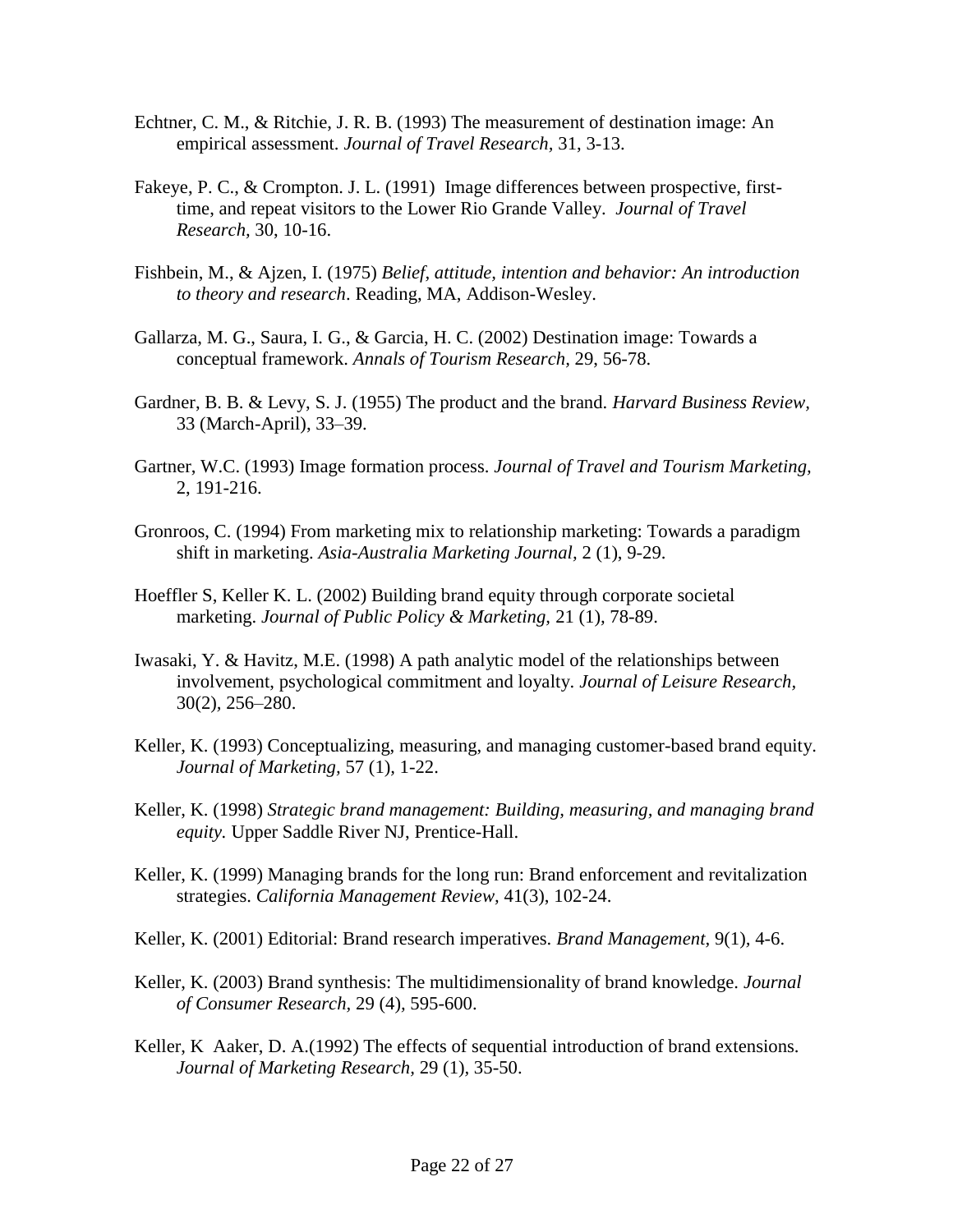Echtner, C. M., & Ritchie, J. R. B. (1993) The measurement of destination image: An empirical assessment. *Journal of Travel Research*, 31, 3-13.

Fakeye, P. C., & Crompton. J. L. (1991) Image differences between prospective, first-time, and repeat visitors to the Lower Rio Grande Valley. *Journal of Travel Research*, 30, 10-16.

Fishbein, M., & Ajzen, I. (1975) *Belief, attitude, intention and behavior: An introduction to theory and research*. Reading, MA, Addison-Wesley.

Gallarza, M. G., Saura, I. G., & Garcia, H. C. (2002) Destination image: Towards a conceptual framework. *Annals of Tourism Research*, 29, 56-78.

Gardner, B. B. & Levy, S. J. (1955) The product and the brand. *Harvard Business Review*, 33 (March-April), 33–39.

Gartner, W.C. (1993) Image formation process. *Journal of Travel and Tourism Marketing*, 2, 191-216.

Gronroos, C. (1994) From marketing mix to relationship marketing: Towards a paradigm shift in marketing. *Asia-Australia Marketing Journal*, 2 (1), 9-29.

Hoeffler S, Keller K. L. (2002) Building brand equity through corporate societal marketing. *Journal of Public Policy & Marketing*, 21 (1), 78-89.

Iwasaki, Y. & Havitz, M.E. (1998) A path analytic model of the relationships between involvement, psychological commitment and loyalty. *Journal of Leisure Research*, 30(2), 256–280.

Keller, K. (1993) Conceptualizing, measuring, and managing customer-based brand equity. *Journal of Marketing*, 57 (1), 1-22.

Keller, K. (1998) *Strategic brand management: Building, measuring, and managing brand equity.* Upper Saddle River NJ, Prentice-Hall.

Keller, K. (1999) Managing brands for the long run: Brand enforcement and revitalization strategies. *California Management Review*, 41(3), 102-24.

Keller, K. (2001) Editorial: Brand research imperatives. *Brand Management*, 9(1), 4-6.

Keller, K. (2003) Brand synthesis: The multidimensionality of brand knowledge. *Journal of Consumer Research*, 29 (4), 595-600.

Keller, K Aaker, D. A.(1992) The effects of sequential introduction of brand extensions. *Journal of Marketing Research*, 29 (1), 35-50.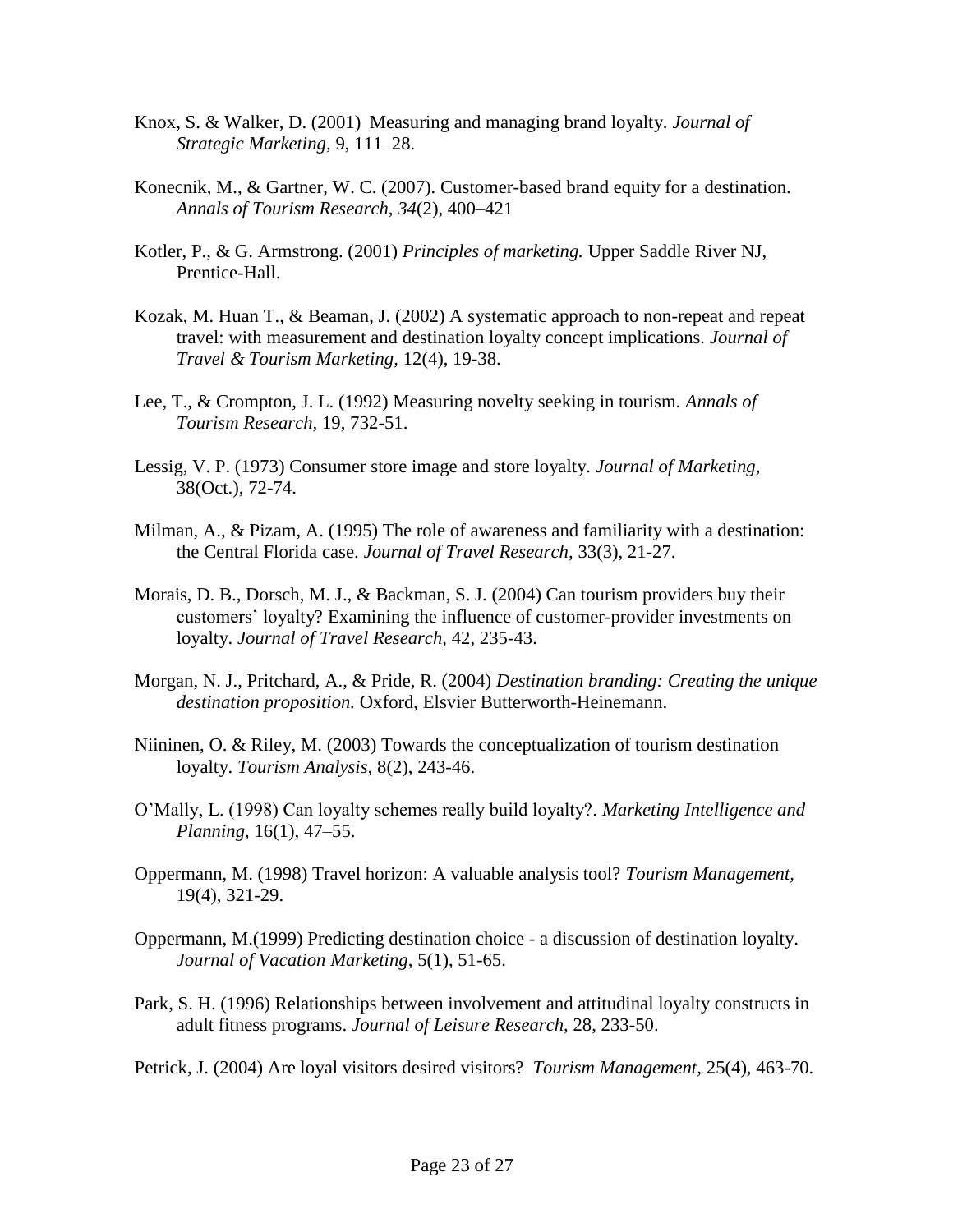Knox, S. & Walker, D. (2001) Measuring and managing brand loyalty. *Journal of Strategic Marketing,* 9, 111–28.

Konecnik, M., & Gartner, W. C. (2007). Customer-based brand equity for a destination. *Annals of Tourism Research, 34*(2), 400–421

Kotler, P., & G. Armstrong. (2001) *Principles of marketing.* Upper Saddle River NJ, Prentice-Hall.

Kozak, M. Huan T., & Beaman, J. (2002) A systematic approach to non-repeat and repeat travel: with measurement and destination loyalty concept implications. *Journal of Travel & Tourism Marketing,* 12(4), 19-38.

Lee, T., & Crompton, J. L. (1992) Measuring novelty seeking in tourism. *Annals of Tourism Research,* 19, 732-51.

Lessig, V. P. (1973) Consumer store image and store loyalty. *Journal of Marketing,* 38(Oct.), 72-74.

Milman, A., & Pizam, A. (1995) The role of awareness and familiarity with a destination: the Central Florida case. *Journal of Travel Research,* 33(3), 21-27.

Morais, D. B., Dorsch, M. J., & Backman, S. J. (2004) Can tourism providers buy their customers' loyalty? Examining the influence of customer-provider investments on loyalty. *Journal of Travel Research,* 42, 235-43.

Morgan, N. J., Pritchard, A., & Pride, R. (2004) *Destination branding: Creating the unique destination proposition.* Oxford, Elsvier Butterworth-Heinemann.

Niininen, O. & Riley, M. (2003) Towards the conceptualization of tourism destination loyalty. *Tourism Analysis,* 8(2), 243-46.

O'Mally, L. (1998) Can loyalty schemes really build loyalty?. *Marketing Intelligence and Planning,* 16(1), 47–55.

Oppermann, M. (1998) Travel horizon: A valuable analysis tool? *Tourism Management,* 19(4), 321-29.

Oppermann, M.(1999) Predicting destination choice - a discussion of destination loyalty. *Journal of Vacation Marketing,* 5(1), 51-65.

Park, S. H. (1996) Relationships between involvement and attitudinal loyalty constructs in adult fitness programs. *Journal of Leisure Research,* 28, 233-50.

Petrick, J. (2004) Are loyal visitors desired visitors? *Tourism Management,* 25(4), 463-70.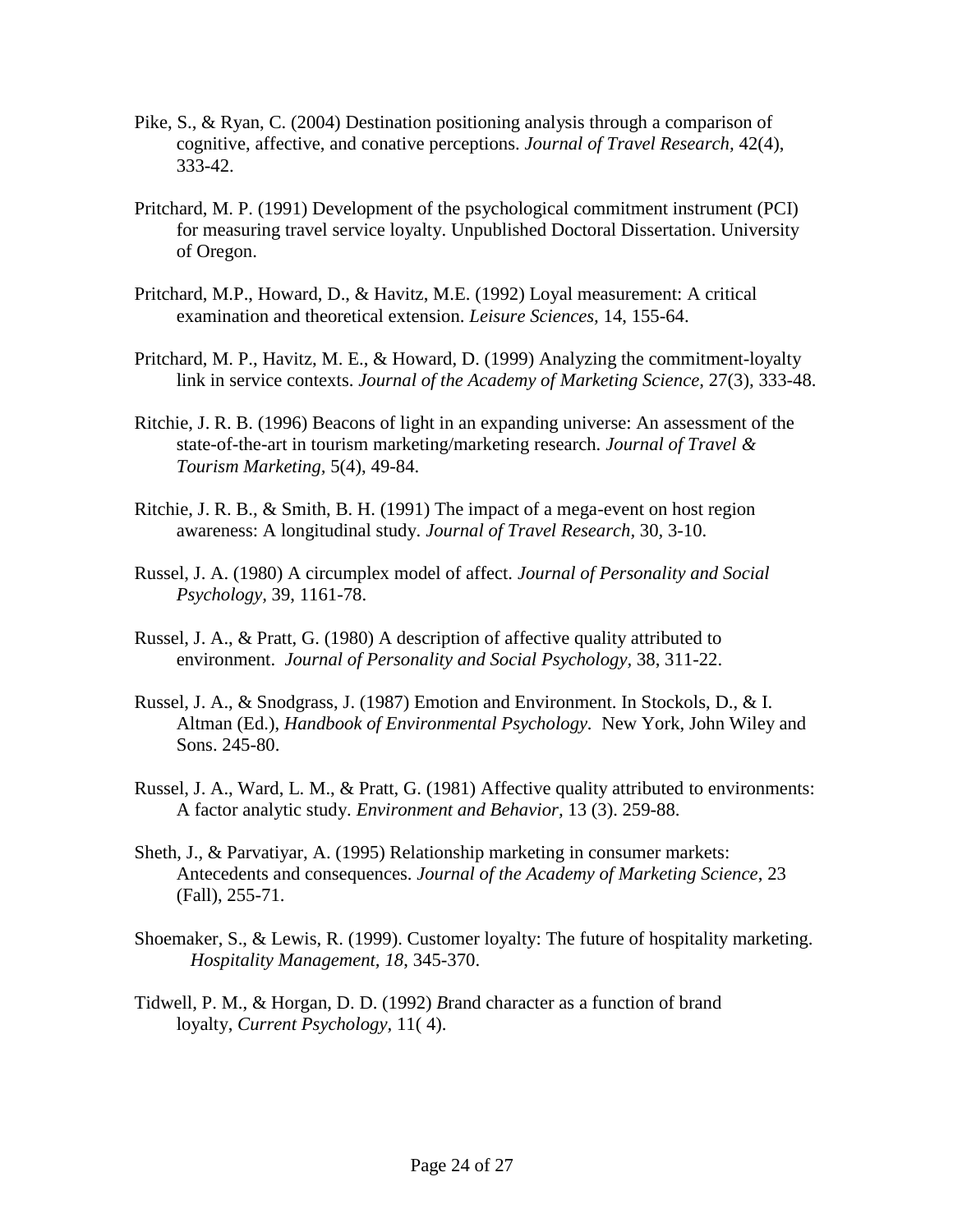Pike, S., & Ryan, C. (2004) Destination positioning analysis through a comparison of cognitive, affective, and conative perceptions. *Journal of Travel Research,* 42(4), 333-42.

Pritchard, M. P. (1991) Development of the psychological commitment instrument (PCI) for measuring travel service loyalty. Unpublished Doctoral Dissertation. University of Oregon.

Pritchard, M.P., Howard, D., & Havitz, M.E. (1992) Loyal measurement: A critical examination and theoretical extension. *Leisure Sciences,* 14, 155-64.

Pritchard, M. P., Havitz, M. E., & Howard, D. (1999) Analyzing the commitment-loyalty link in service contexts. *Journal of the Academy of Marketing Science,* 27(3), 333-48.

Ritchie, J. R. B. (1996) Beacons of light in an expanding universe: An assessment of the state-of-the-art in tourism marketing/marketing research. *Journal of Travel & Tourism Marketing,* 5(4), 49-84.

Ritchie, J. R. B., & Smith, B. H. (1991) The impact of a mega-event on host region awareness: A longitudinal study. *Journal of Travel Research,* 30, 3-10.

Russel, J. A. (1980) A circumplex model of affect. *Journal of Personality and Social Psychology,* 39, 1161-78.

Russel, J. A., & Pratt, G. (1980) A description of affective quality attributed to environment. *Journal of Personality and Social Psychology,* 38, 311-22.

Russel, J. A., & Snodgrass, J. (1987) Emotion and Environment. In Stockols, D., & I. Altman (Ed.), *Handbook of Environmental Psychology.* New York, John Wiley and Sons. 245-80.

Russel, J. A., Ward, L. M., & Pratt, G. (1981) Affective quality attributed to environments: A factor analytic study. *Environment and Behavior,* 13 (3). 259-88.

Sheth, J., & Parvatiyar, A. (1995) Relationship marketing in consumer markets: Antecedents and consequences. *Journal of the Academy of Marketing Science,* 23 (Fall), 255-71.

Shoemaker, S., & Lewis, R. (1999). Customer loyalty: The future of hospitality marketing. *Hospitality Management, 18,* 345-370.

Tidwell, P. M., & Horgan, D. D. (1992) *B*rand character as a function of brand loyalty, *Current Psychology,* 11( 4).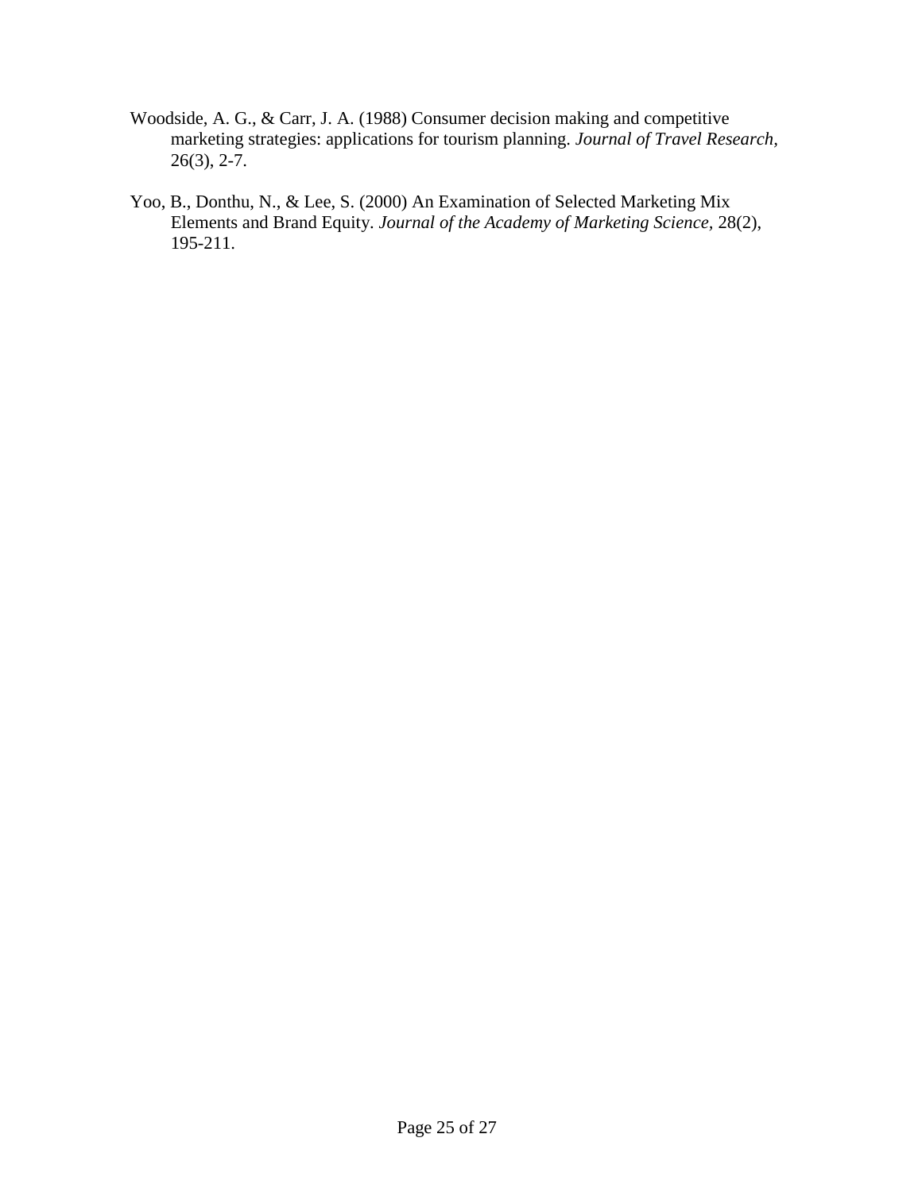Woodside, A. G., & Carr, J. A. (1988) Consumer decision making and competitive marketing strategies: applications for tourism planning. *Journal of Travel Research,* 26(3), 2-7.

Yoo, B., Donthu, N., & Lee, S. (2000) An Examination of Selected Marketing Mix Elements and Brand Equity. *Journal of the Academy of Marketing Science*, 28(2), 195-211.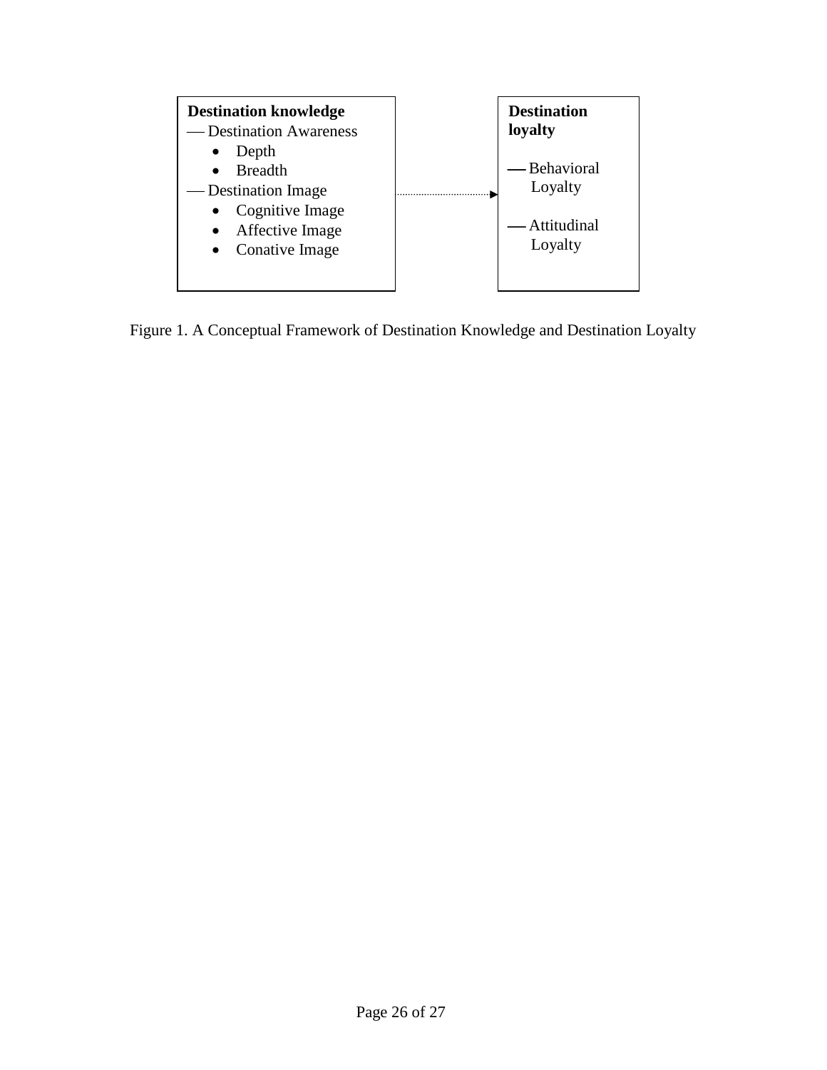**Destination knowledge**

— Destination Awareness

- Depth
- Breadth

— Destination Image

- Cognitive Image
- Affective Image
- Conative Image

**Destination loyalty**

— Behavioral Loyalty

— Attitudinal Loyalty

Figure 1. A Conceptual Framework of Destination Knowledge and Destination Loyalty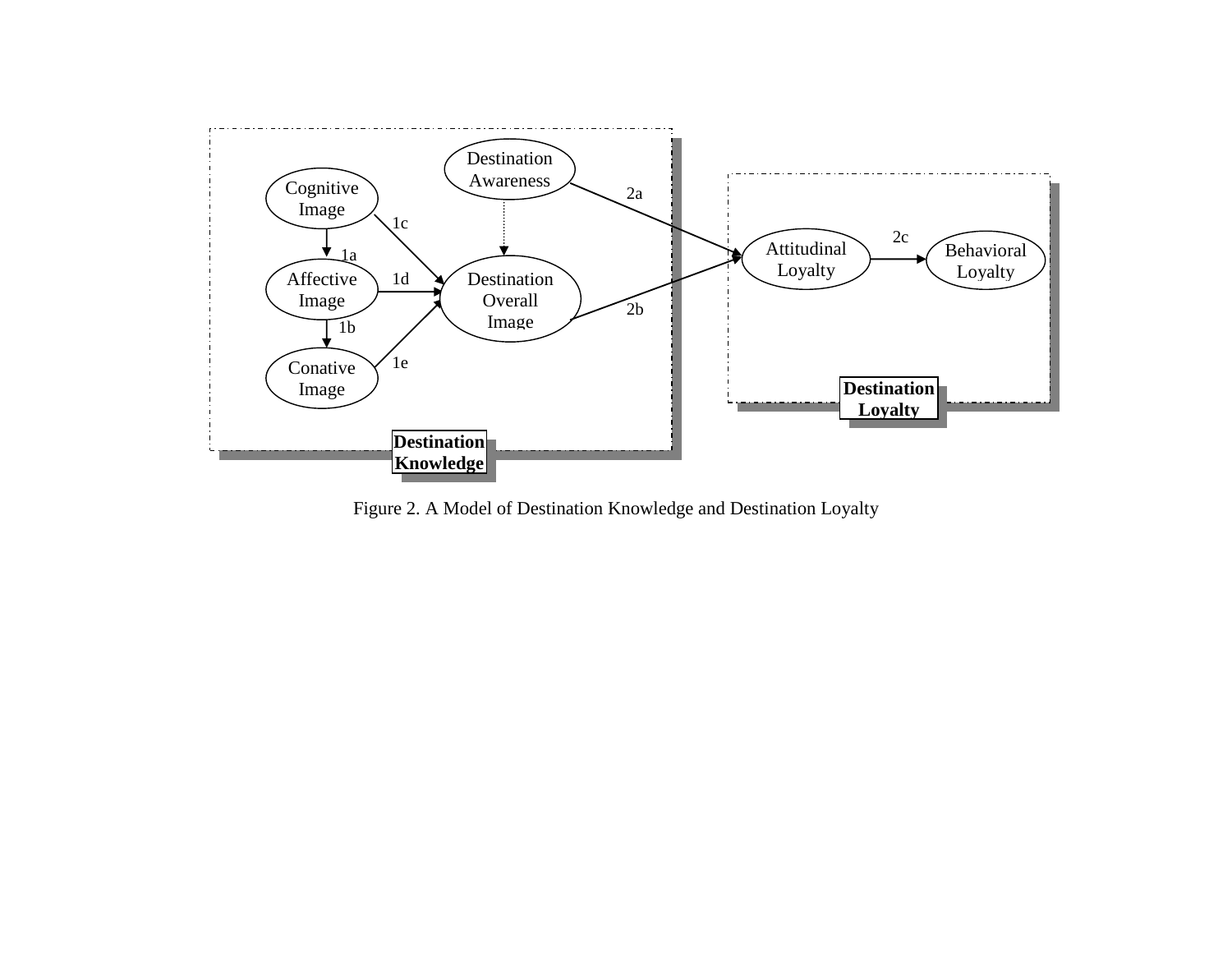Destination Awareness

Cognitive Image

2a

1c

2c

1a

Attitudinal Loyalty

Behavioral Loyalty

Affective Image

1d

Destination Overall Image

2b

1b

1e

Conative Image

**Destination Loyalty**

**Destination Knowledge**

Figure 2. A Model of Destination Knowledge and Destination Loyalty